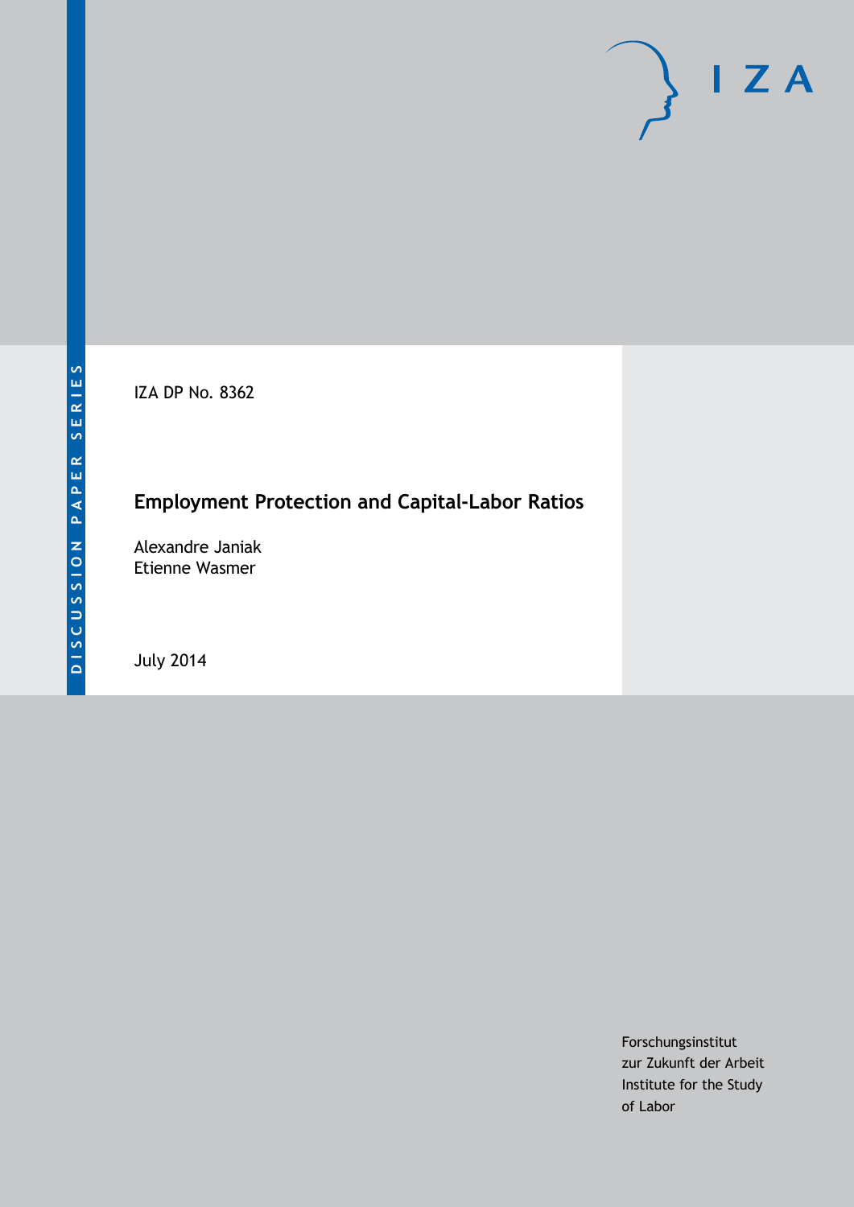DISCUSSION PAPER SERIES

IZA

IZA DP No. 8362

# Employment Protection and Capital-Labor Ratios

Alexandre Janiak
Etienne Wasmer

July 2014

Forschungsinstitut
zur Zukunft der Arbeit
Institute for the Study
of Labor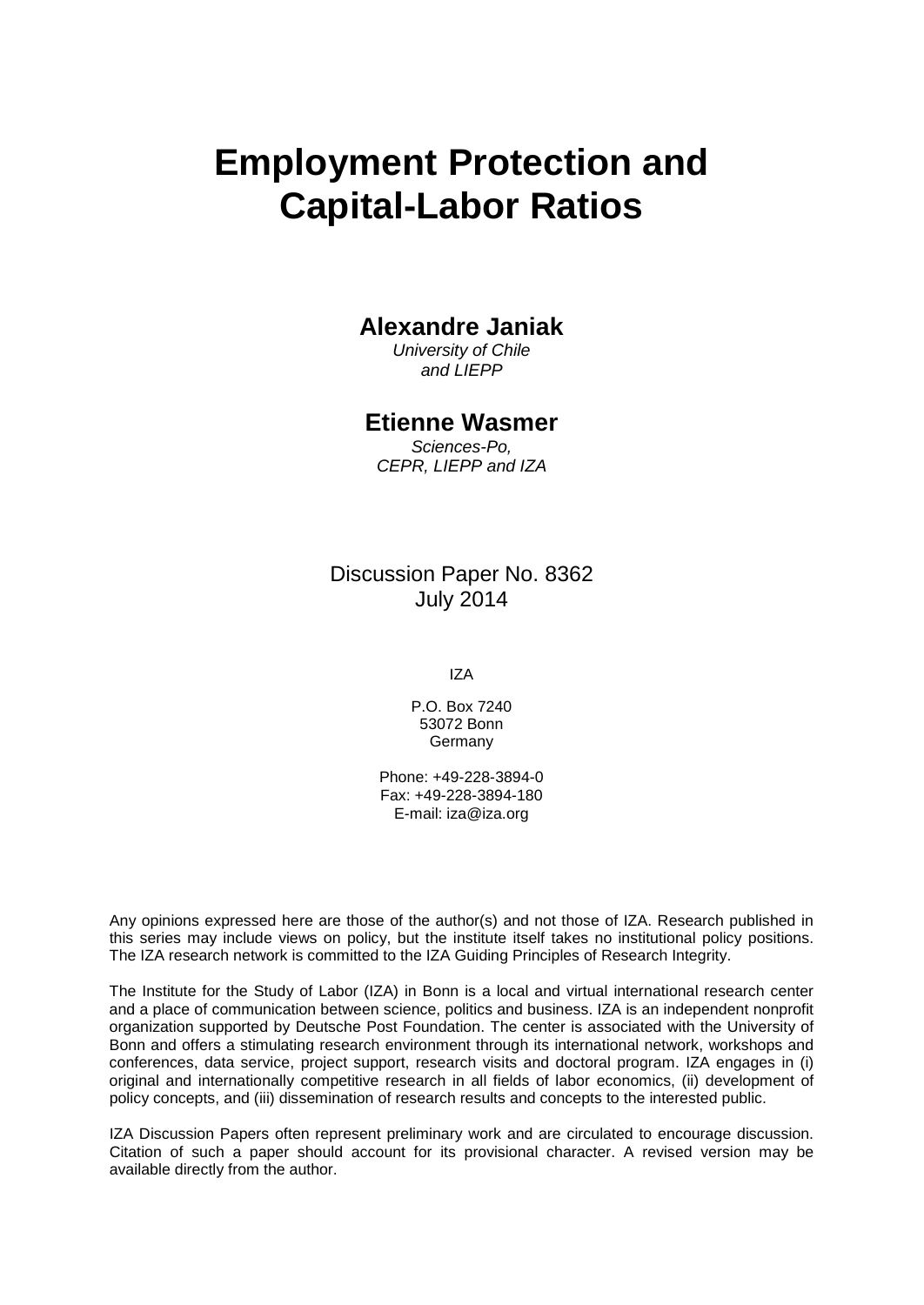# Employment Protection and Capital-Labor Ratios

**Alexandre Janiak**
*University of Chile*
*and LIEPP*

**Etienne Wasmer**
*Sciences-Po,*
*CEPR, LIEPP and IZA*

Discussion Paper No. 8362
July 2014

IZA

P.O. Box 7240
53072 Bonn
Germany

Phone: +49-228-3894-0
Fax: +49-228-3894-180
E-mail: iza@iza.org

Any opinions expressed here are those of the author(s) and not those of IZA. Research published in this series may include views on policy, but the institute itself takes no institutional policy positions. The IZA research network is committed to the IZA Guiding Principles of Research Integrity.

The Institute for the Study of Labor (IZA) in Bonn is a local and virtual international research center and a place of communication between science, politics and business. IZA is an independent nonprofit organization supported by Deutsche Post Foundation. The center is associated with the University of Bonn and offers a stimulating research environment through its international network, workshops and conferences, data service, project support, research visits and doctoral program. IZA engages in (i) original and internationally competitive research in all fields of labor economics, (ii) development of policy concepts, and (iii) dissemination of research results and concepts to the interested public.

IZA Discussion Papers often represent preliminary work and are circulated to encourage discussion. Citation of such a paper should account for its provisional character. A revised version may be available directly from the author.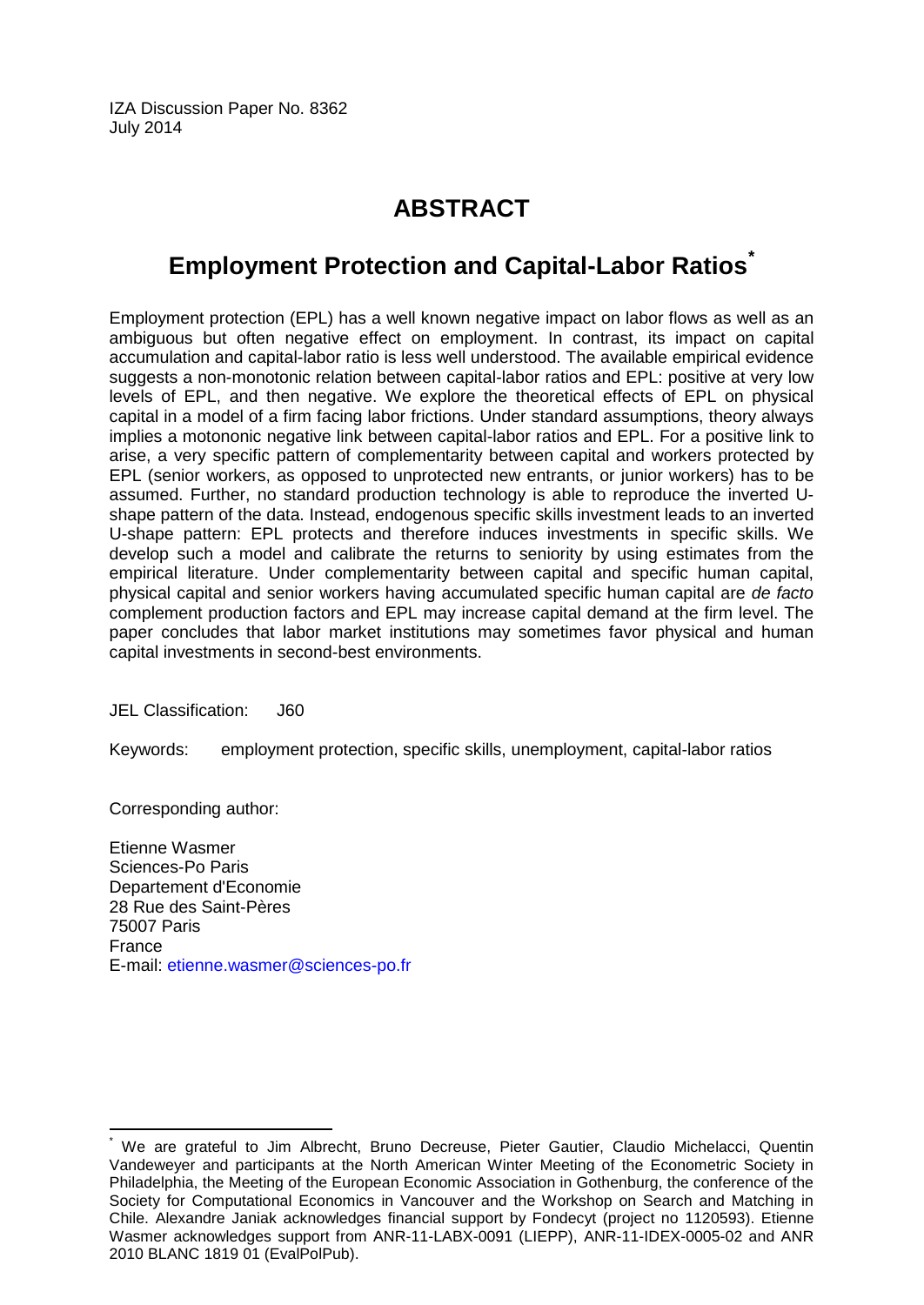IZA Discussion Paper No. 8362
July 2014

# ABSTRACT

## Employment Protection and Capital-Labor Ratios*

Employment protection (EPL) has a well known negative impact on labor flows as well as an ambiguous but often negative effect on employment. In contrast, its impact on capital accumulation and capital-labor ratio is less well understood. The available empirical evidence suggests a non-monotonic relation between capital-labor ratios and EPL: positive at very low levels of EPL, and then negative. We explore the theoretical effects of EPL on physical capital in a model of a firm facing labor frictions. Under standard assumptions, theory always implies a motononic negative link between capital-labor ratios and EPL. For a positive link to arise, a very specific pattern of complementarity between capital and workers protected by EPL (senior workers, as opposed to unprotected new entrants, or junior workers) has to be assumed. Further, no standard production technology is able to reproduce the inverted U-shape pattern of the data. Instead, endogenous specific skills investment leads to an inverted U-shape pattern: EPL protects and therefore induces investments in specific skills. We develop such a model and calibrate the returns to seniority by using estimates from the empirical literature. Under complementarity between capital and specific human capital, physical capital and senior workers having accumulated specific human capital are *de facto* complement production factors and EPL may increase capital demand at the firm level. The paper concludes that labor market institutions may sometimes favor physical and human capital investments in second-best environments.

JEL Classification: J60

Keywords: employment protection, specific skills, unemployment, capital-labor ratios

Corresponding author:

Etienne Wasmer
Sciences-Po Paris
Departement d'Economie
28 Rue des Saint-Pères
75007 Paris
France
E-mail: etienne.wasmer@sciences-po.fr

---

* We are grateful to Jim Albrecht, Bruno Decreuse, Pieter Gautier, Claudio Michelacci, Quentin Vandeweyer and participants at the North American Winter Meeting of the Econometric Society in Philadelphia, the Meeting of the European Economic Association in Gothenburg, the conference of the Society for Computational Economics in Vancouver and the Workshop on Search and Matching in Chile. Alexandre Janiak acknowledges financial support by Fondecyt (project no 1120593). Etienne Wasmer acknowledges support from ANR-11-LABX-0091 (LIEPP), ANR-11-IDEX-0005-02 and ANR 2010 BLANC 1819 01 (EvalPolPub).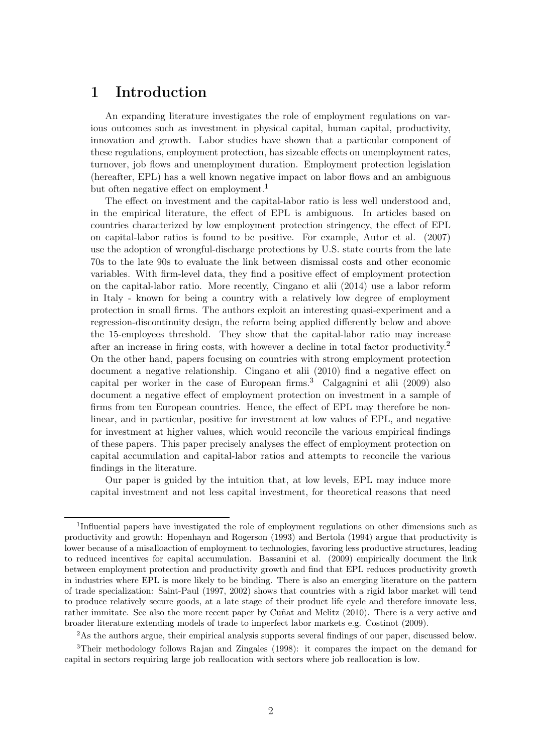# 1 Introduction

An expanding literature investigates the role of employment regulations on various outcomes such as investment in physical capital, human capital, productivity, innovation and growth. Labor studies have shown that a particular component of these regulations, employment protection, has sizeable effects on unemployment rates, turnover, job flows and unemployment duration. Employment protection legislation (hereafter, EPL) has a well known negative impact on labor flows and an ambiguous but often negative effect on employment.[1]

The effect on investment and the capital-labor ratio is less well understood and, in the empirical literature, the effect of EPL is ambiguous. In articles based on countries characterized by low employment protection stringency, the effect of EPL on capital-labor ratios is found to be positive. For example, Autor et al. (2007) use the adoption of wrongful-discharge protections by U.S. state courts from the late 70s to the late 90s to evaluate the link between dismissal costs and other economic variables. With firm-level data, they find a positive effect of employment protection on the capital-labor ratio. More recently, Cingano et alii (2014) use a labor reform in Italy - known for being a country with a relatively low degree of employment protection in small firms. The authors exploit an interesting quasi-experiment and a regression-discontinuity design, the reform being applied differently below and above the 15-employees threshold. They show that the capital-labor ratio may increase after an increase in firing costs, with however a decline in total factor productivity.[2] On the other hand, papers focusing on countries with strong employment protection document a negative relationship. Cingano et alii (2010) find a negative effect on capital per worker in the case of European firms.[3] Calgagnini et alii (2009) also document a negative effect of employment protection on investment in a sample of firms from ten European countries. Hence, the effect of EPL may therefore be non-linear, and in particular, positive for investment at low values of EPL, and negative for investment at higher values, which would reconcile the various empirical findings of these papers. This paper precisely analyses the effect of employment protection on capital accumulation and capital-labor ratios and attempts to reconcile the various findings in the literature.

Our paper is guided by the intuition that, at low levels, EPL may induce more capital investment and not less capital investment, for theoretical reasons that need

---

[1] Influential papers have investigated the role of employment regulations on other dimensions such as productivity and growth: Hopenhayn and Rogerson (1993) and Bertola (1994) argue that productivity is lower because of a misalloaction of employment to technologies, favoring less productive structures, leading to reduced incentives for capital accumulation. Bassanini et al. (2009) empirically document the link between employment protection and productivity growth and find that EPL reduces productivity growth in industries where EPL is more likely to be binding. There is also an emerging literature on the pattern of trade specialization: Saint-Paul (1997, 2002) shows that countries with a rigid labor market will tend to produce relatively secure goods, at a late stage of their product life cycle and therefore innovate less, rather immitate. See also the more recent paper by Cuñat and Melitz (2010). There is a very active and broader literature extending models of trade to imperfect labor markets e.g. Costinot (2009).

[2] As the authors argue, their empirical analysis supports several findings of our paper, discussed below.

[3] Their methodology follows Rajan and Zingales (1998): it compares the impact on the demand for capital in sectors requiring large job reallocation with sectors where job reallocation is low.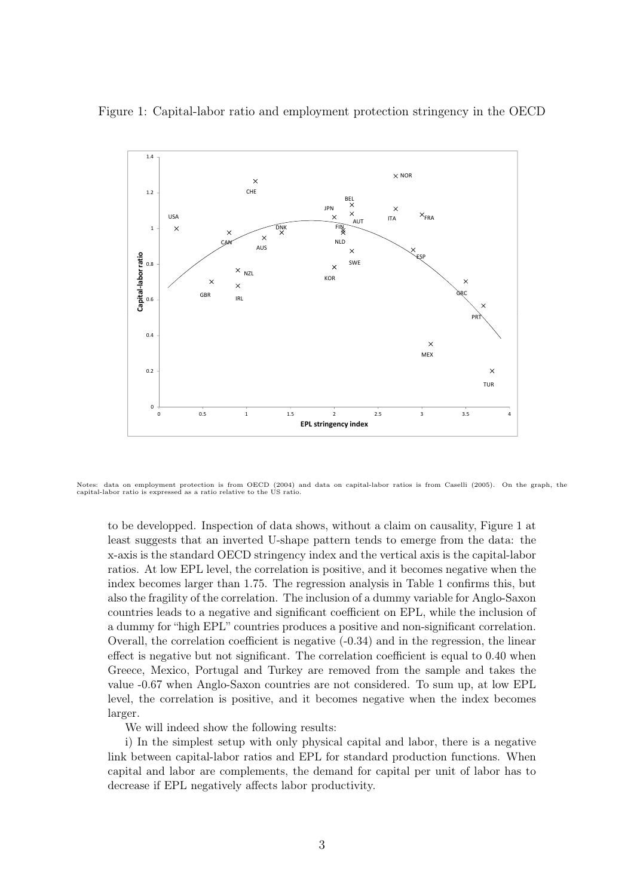Figure 1: Capital-labor ratio and employment protection stringency in the OECD

Notes: data on employment protection is from OECD (2004) and data on capital-labor ratios is from Caselli (2005). On the graph, the capital-labor ratio is expressed as a ratio relative to the US ratio.

to be developped. Inspection of data shows, without a claim on causality, Figure 1 at least suggests that an inverted U-shape pattern tends to emerge from the data: the x-axis is the standard OECD stringency index and the vertical axis is the capital-labor ratios. At low EPL level, the correlation is positive, and it becomes negative when the index becomes larger than 1.75. The regression analysis in Table 1 confirms this, but also the fragility of the correlation. The inclusion of a dummy variable for Anglo-Saxon countries leads to a negative and significant coefficient on EPL, while the inclusion of a dummy for "high EPL" countries produces a positive and non-significant correlation. Overall, the correlation coefficient is negative (-0.34) and in the regression, the linear effect is negative but not significant. The correlation coefficient is equal to 0.40 when Greece, Mexico, Portugal and Turkey are removed from the sample and takes the value -0.67 when Anglo-Saxon countries are not considered. To sum up, at low EPL level, the correlation is positive, and it becomes negative when the index becomes larger.

We will indeed show the following results:

i) In the simplest setup with only physical capital and labor, there is a negative link between capital-labor ratios and EPL for standard production functions. When capital and labor are complements, the demand for capital per unit of labor has to decrease if EPL negatively affects labor productivity.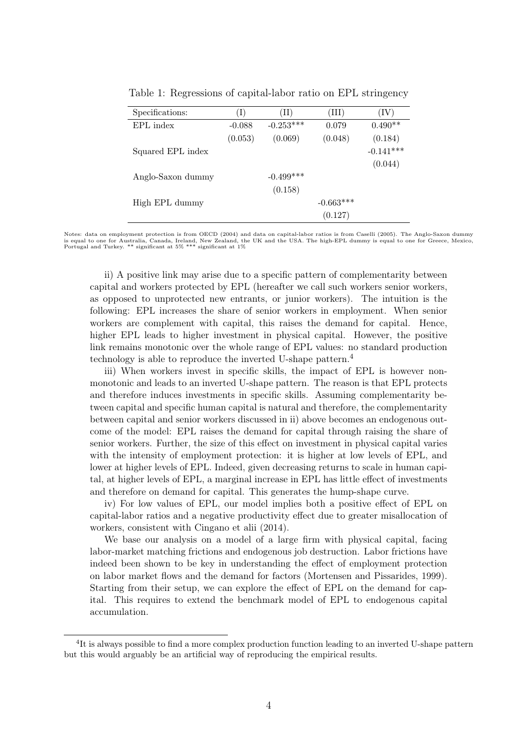Table 1: Regressions of capital-labor ratio on EPL stringency

| Specifications: | (I) | (II) | (III) | (IV) |
|---|---|---|---|---|
| EPL index | -0.088 | -0.253*** | 0.079 | 0.490** |
| | (0.053) | (0.069) | (0.048) | (0.184) |
| Squared EPL index | | | | -0.141*** |
| | | | | (0.044) |
| Anglo-Saxon dummy | | -0.499*** | | |
| | | (0.158) | | |
| High EPL dummy | | | -0.663*** | |
| | | | (0.127) | |

Notes: data on employment protection is from OECD (2004) and data on capital-labor ratios is from Caselli (2005). The Anglo-Saxon dummy is equal to one for Australia, Canada, Ireland, New Zealand, the UK and the USA. The high-EPL dummy is equal to one for Greece, Mexico, Portugal and Turkey. ** significant at 5% *** significant at 1%

ii) A positive link may arise due to a specific pattern of complementarity between capital and workers protected by EPL (hereafter we call such workers senior workers, as opposed to unprotected new entrants, or junior workers). The intuition is the following: EPL increases the share of senior workers in employment. When senior workers are complement with capital, this raises the demand for capital. Hence, higher EPL leads to higher investment in physical capital. However, the positive link remains monotonic over the whole range of EPL values: no standard production technology is able to reproduce the inverted U-shape pattern.[4]

iii) When workers invest in specific skills, the impact of EPL is however non-monotonic and leads to an inverted U-shape pattern. The reason is that EPL protects and therefore induces investments in specific skills. Assuming complementarity between capital and specific human capital is natural and therefore, the complementarity between capital and senior workers discussed in ii) above becomes an endogenous outcome of the model: EPL raises the demand for capital through raising the share of senior workers. Further, the size of this effect on investment in physical capital varies with the intensity of employment protection: it is higher at low levels of EPL, and lower at higher levels of EPL. Indeed, given decreasing returns to scale in human capital, at higher levels of EPL, a marginal increase in EPL has little effect of investments and therefore on demand for capital. This generates the hump-shape curve.

iv) For low values of EPL, our model implies both a positive effect of EPL on capital-labor ratios and a negative productivity effect due to greater misallocation of workers, consistent with Cingano et alii (2014).

We base our analysis on a model of a large firm with physical capital, facing labor-market matching frictions and endogenous job destruction. Labor frictions have indeed been shown to be key in understanding the effect of employment protection on labor market flows and the demand for factors (Mortensen and Pissarides, 1999). Starting from their setup, we can explore the effect of EPL on the demand for capital. This requires to extend the benchmark model of EPL to endogenous capital accumulation.

[4]It is always possible to find a more complex production function leading to an inverted U-shape pattern but this would arguably be an artificial way of reproducing the empirical results.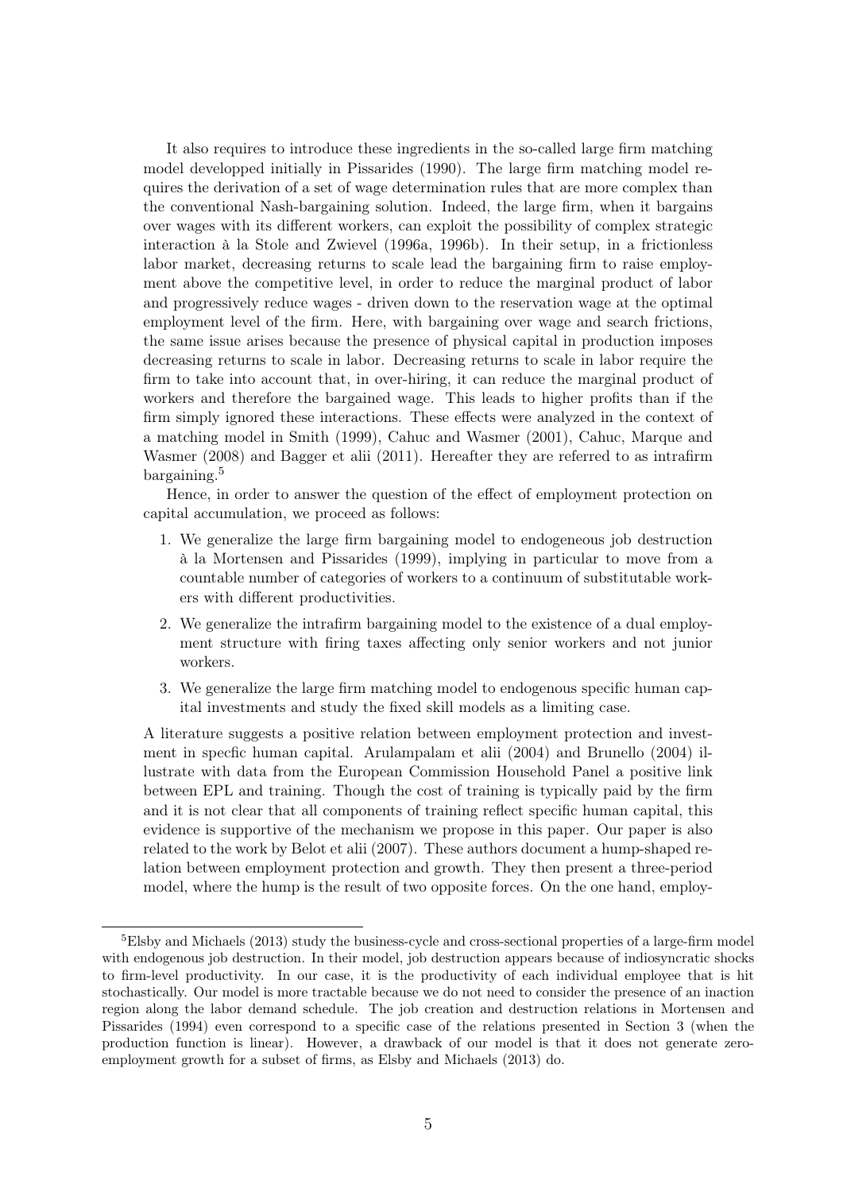It also requires to introduce these ingredients in the so-called large firm matching model developped initially in Pissarides (1990). The large firm matching model requires the derivation of a set of wage determination rules that are more complex than the conventional Nash-bargaining solution. Indeed, the large firm, when it bargains over wages with its different workers, can exploit the possibility of complex strategic interaction à la Stole and Zwievel (1996a, 1996b). In their setup, in a frictionless labor market, decreasing returns to scale lead the bargaining firm to raise employment above the competitive level, in order to reduce the marginal product of labor and progressively reduce wages - driven down to the reservation wage at the optimal employment level of the firm. Here, with bargaining over wage and search frictions, the same issue arises because the presence of physical capital in production imposes decreasing returns to scale in labor. Decreasing returns to scale in labor require the firm to take into account that, in over-hiring, it can reduce the marginal product of workers and therefore the bargained wage. This leads to higher profits than if the firm simply ignored these interactions. These effects were analyzed in the context of a matching model in Smith (1999), Cahuc and Wasmer (2001), Cahuc, Marque and Wasmer (2008) and Bagger et alii (2011). Hereafter they are referred to as intrafirm bargaining.[5]

Hence, in order to answer the question of the effect of employment protection on capital accumulation, we proceed as follows:

1. We generalize the large firm bargaining model to endogeneous job destruction à la Mortensen and Pissarides (1999), implying in particular to move from a countable number of categories of workers to a continuum of substitutable workers with different productivities.
2. We generalize the intrafirm bargaining model to the existence of a dual employment structure with firing taxes affecting only senior workers and not junior workers.
3. We generalize the large firm matching model to endogenous specific human capital investments and study the fixed skill models as a limiting case.

A literature suggests a positive relation between employment protection and investment in specfic human capital. Arulampalam et alii (2004) and Brunello (2004) illustrate with data from the European Commission Household Panel a positive link between EPL and training. Though the cost of training is typically paid by the firm and it is not clear that all components of training reflect specific human capital, this evidence is supportive of the mechanism we propose in this paper. Our paper is also related to the work by Belot et alii (2007). These authors document a hump-shaped relation between employment protection and growth. They then present a three-period model, where the hump is the result of two opposite forces. On the one hand, employ-

[5] Elsby and Michaels (2013) study the business-cycle and cross-sectional properties of a large-firm model with endogenous job destruction. In their model, job destruction appears because of indiosyncratic shocks to firm-level productivity. In our case, it is the productivity of each individual employee that is hit stochastically. Our model is more tractable because we do not need to consider the presence of an inaction region along the labor demand schedule. The job creation and destruction relations in Mortensen and Pissarides (1994) even correspond to a specific case of the relations presented in Section 3 (when the production function is linear). However, a drawback of our model is that it does not generate zero-employment growth for a subset of firms, as Elsby and Michaels (2013) do.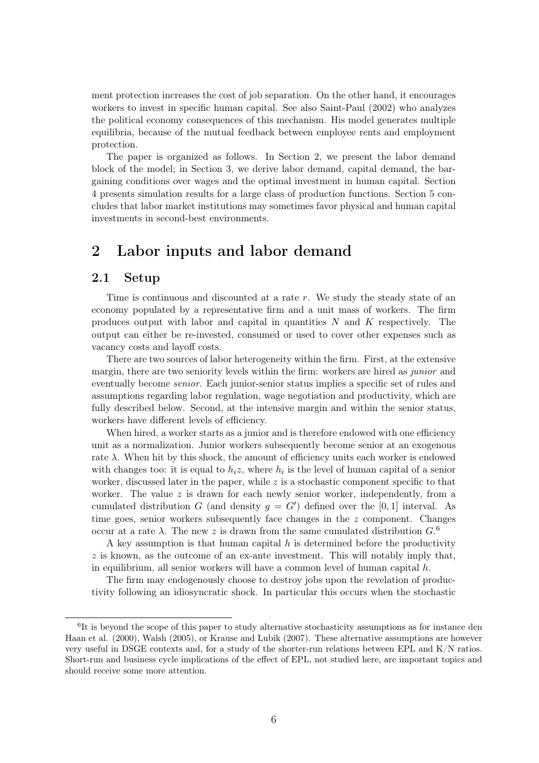ment protection increases the cost of job separation. On the other hand, it encourages workers to invest in specific human capital. See also Saint-Paul (2002) who analyzes the political economy consequences of this mechanism. His model generates multiple equilibria, because of the mutual feedback between employee rents and employment protection.

The paper is organized as follows. In Section 2, we present the labor demand block of the model; in Section 3, we derive labor demand, capital demand, the bargaining conditions over wages and the optimal investment in human capital. Section 4 presents simulation results for a large class of production functions. Section 5 concludes that labor market institutions may sometimes favor physical and human capital investments in second-best environments.

# 2 Labor inputs and labor demand

## 2.1 Setup

Time is continuous and discounted at a rate $r$. We study the steady state of an economy populated by a representative firm and a unit mass of workers. The firm produces output with labor and capital in quantities $N$ and $K$ respectively. The output can either be re-invested, consumed or used to cover other expenses such as vacancy costs and layoff costs.

There are two sources of labor heterogeneity within the firm. First, at the extensive margin, there are two seniority levels within the firm: workers are hired as *junior* and eventually become *senior*. Each junior-senior status implies a specific set of rules and assumptions regarding labor regulation, wage negotiation and productivity, which are fully described below. Second, at the intensive margin and within the senior status, workers have different levels of efficiency.

When hired, a worker starts as a junior and is therefore endowed with one efficiency unit as a normalization. Junior workers subsequently become senior at an exogenous rate $\lambda$. When hit by this shock, the amount of efficiency units each worker is endowed with changes too: it is equal to $h_i z$, where $h_i$ is the level of human capital of a senior worker, discussed later in the paper, while $z$ is a stochastic component specific to that worker. The value $z$ is drawn for each newly senior worker, independently, from a cumulated distribution $G$ (and density $g = G'$) defined over the $[0, 1]$ interval. As time goes, senior workers subsequently face changes in the $z$ component. Changes occur at a rate $\lambda$. The new $z$ is drawn from the same cumulated distribution $G$.[6]

A key assumption is that human capital $h$ is determined before the productivity $z$ is known, as the outcome of an ex-ante investment. This will notably imply that, in equilibrium, all senior workers will have a common level of human capital $h$.

The firm may endogenously choose to destroy jobs upon the revelation of productivity following an idiosyncratic shock. In particular this occurs when the stochastic

[6] It is beyond the scope of this paper to study alternative stochasticity assumptions as for instance den Haan et al. (2000), Walsh (2005), or Krause and Lubik (2007). These alternative assumptions are however very useful in DSGE contexts and, for a study of the shorter-run relations between EPL and K/N ratios. Short-run and business cycle implications of the effect of EPL, not studied here, are important topics and should receive some more attention.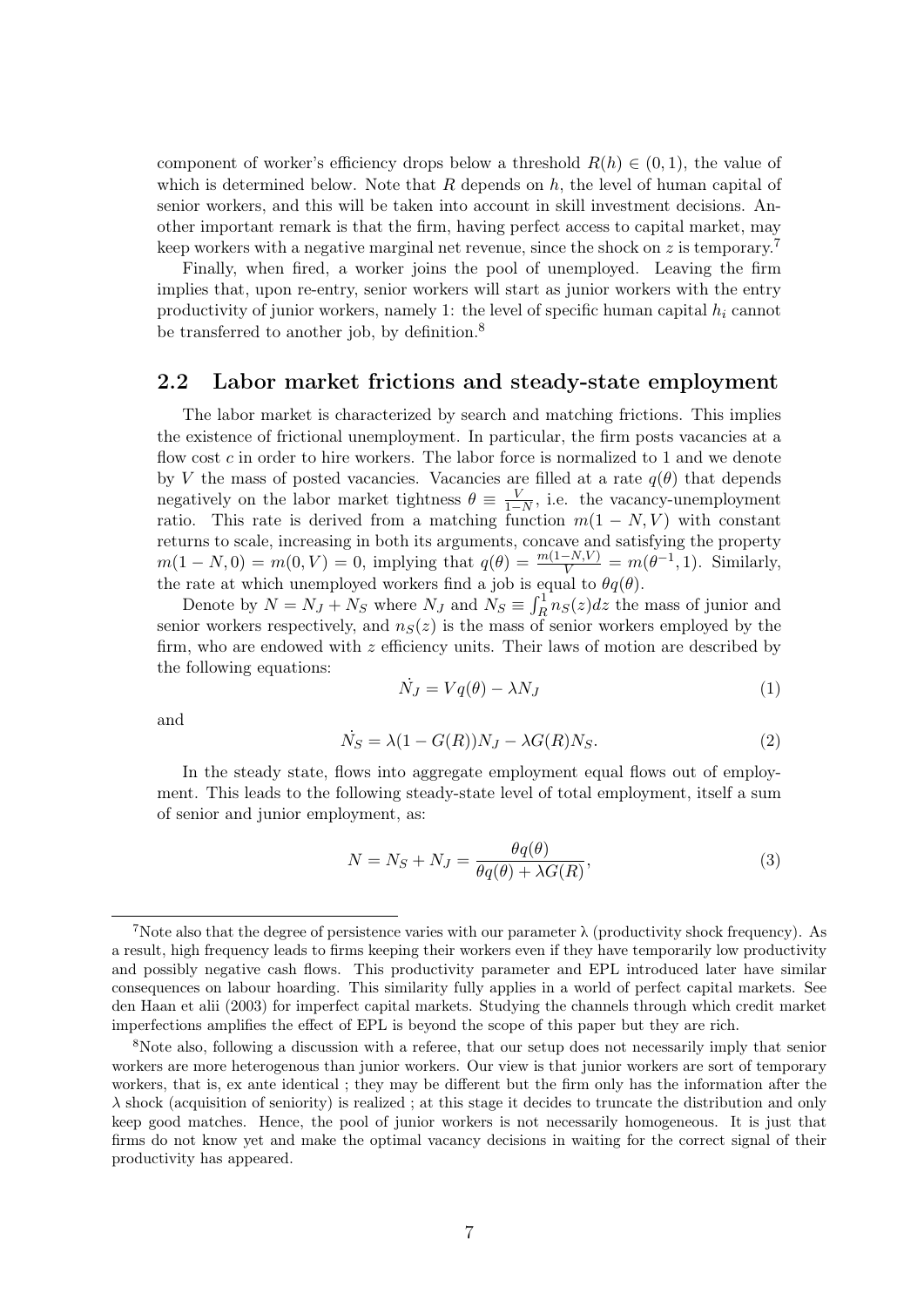component of worker's efficiency drops below a threshold $R(h) \in (0,1)$, the value of which is determined below. Note that $R$ depends on $h$, the level of human capital of senior workers, and this will be taken into account in skill investment decisions. Another important remark is that the firm, having perfect access to capital market, may keep workers with a negative marginal net revenue, since the shock on $z$ is temporary.[7]

Finally, when fired, a worker joins the pool of unemployed. Leaving the firm implies that, upon re-entry, senior workers will start as junior workers with the entry productivity of junior workers, namely 1: the level of specific human capital $h_i$ cannot be transferred to another job, by definition.[8]

## 2.2 Labor market frictions and steady-state employment

The labor market is characterized by search and matching frictions. This implies the existence of frictional unemployment. In particular, the firm posts vacancies at a flow cost $c$ in order to hire workers. The labor force is normalized to 1 and we denote by $V$ the mass of posted vacancies. Vacancies are filled at a rate $q(\theta)$ that depends negatively on the labor market tightness $\theta \equiv \frac{V}{1-N}$, i.e. the vacancy-unemployment ratio. This rate is derived from a matching function $m(1-N,V)$ with constant returns to scale, increasing in both its arguments, concave and satisfying the property $m(1-N,0) = m(0,V) = 0$, implying that $q(\theta) = \frac{m(1-N,V)}{V} = m(\theta^{-1},1)$. Similarly, the rate at which unemployed workers find a job is equal to $\theta q(\theta)$.

Denote by $N = N_J + N_S$ where $N_J$ and $N_S \equiv \int_R^1 n_S(z)dz$ the mass of junior and senior workers respectively, and $n_S(z)$ is the mass of senior workers employed by the firm, who are endowed with $z$ efficiency units. Their laws of motion are described by the following equations:

$$\dot{N}_J = Vq(\theta) - \lambda N_J \tag{1}$$

and

$$\dot{N}_S = \lambda(1 - G(R))N_J - \lambda G(R)N_S. \tag{2}$$

In the steady state, flows into aggregate employment equal flows out of employment. This leads to the following steady-state level of total employment, itself a sum of senior and junior employment, as:

$$N = N_S + N_J = \frac{\theta q(\theta)}{\theta q(\theta) + \lambda G(R)}, \tag{3}$$

---

[7]Note also that the degree of persistence varies with our parameter λ (productivity shock frequency). As a result, high frequency leads to firms keeping their workers even if they have temporarily low productivity and possibly negative cash flows. This productivity parameter and EPL introduced later have similar consequences on labour hoarding. This similarity fully applies in a world of perfect capital markets. See den Haan et alii (2003) for imperfect capital markets. Studying the channels through which credit market imperfections amplifies the effect of EPL is beyond the scope of this paper but they are rich.

[8]Note also, following a discussion with a referee, that our setup does not necessarily imply that senior workers are more heterogenous than junior workers. Our view is that junior workers are sort of temporary workers, that is, ex ante identical ; they may be different but the firm only has the information after the λ shock (acquisition of seniority) is realized ; at this stage it decides to truncate the distribution and only keep good matches. Hence, the pool of junior workers is not necessarily homogeneous. It is just that firms do not know yet and make the optimal vacancy decisions in waiting for the correct signal of their productivity has appeared.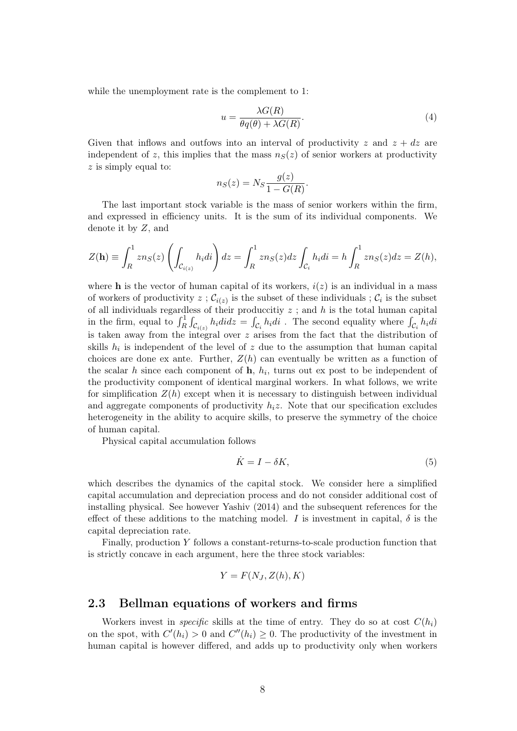while the unemployment rate is the complement to 1:

$$u = \frac{\lambda G(R)}{\theta q(\theta) + \lambda G(R)}. \tag{4}$$

Given that inflows and outfows into an interval of productivity $z$ and $z + dz$ are independent of $z$, this implies that the mass $n_S(z)$ of senior workers at productivity $z$ is simply equal to:

$$n_S(z) = N_S \frac{g(z)}{1 - G(R)}.$$

The last important stock variable is the mass of senior workers within the firm, and expressed in efficiency units. It is the sum of its individual components. We denote it by $Z$, and

$$Z(\mathbf{h}) \equiv \int_R^1 z n_S(z) \left( \int_{\mathcal{C}_{i(z)}} h_i di \right) dz = \int_R^1 z n_S(z) dz \int_{\mathcal{C}_i} h_i di = h \int_R^1 z n_S(z) dz = Z(h),$$

where $\mathbf{h}$ is the vector of human capital of its workers, $i(z)$ is an individual in a mass of workers of productivity $z$ ; $\mathcal{C}_{i(z)}$ is the subset of these individuals ; $\mathcal{C}_i$ is the subset of all individuals regardless of their produccitiy $z$ ; and $h$ is the total human capital in the firm, equal to $\int_R^1 \int_{\mathcal{C}_{i(z)}} h_i di dz = \int_{\mathcal{C}_i} h_i di$ . The second equality where $\int_{\mathcal{C}_i} h_i di$ is taken away from the integral over $z$ arises from the fact that the distribution of skills $h_i$ is independent of the level of $z$ due to the assumption that human capital choices are done ex ante. Further, $Z(h)$ can eventually be written as a function of the scalar $h$ since each component of $\mathbf{h}$, $h_i$, turns out ex post to be independent of the productivity component of identical marginal workers. In what follows, we write for simplification $Z(h)$ except when it is necessary to distinguish between individual and aggregate components of productivity $h_i z$. Note that our specification excludes heterogeneity in the ability to acquire skills, to preserve the symmetry of the choice of human capital.

Physical capital accumulation follows

$$\dot{K} = I - \delta K, \tag{5}$$

which describes the dynamics of the capital stock. We consider here a simplified capital accumulation and depreciation process and do not consider additional cost of installing physical. See however Yashiv (2014) and the subsequent references for the effect of these additions to the matching model. $I$ is investment in capital, $\delta$ is the capital depreciation rate.

Finally, production $Y$ follows a constant-returns-to-scale production function that is strictly concave in each argument, here the three stock variables:

$$Y = F(N_J, Z(h), K)$$

## 2.3 Bellman equations of workers and firms

Workers invest in *specific* skills at the time of entry. They do so at cost $C(h_i)$ on the spot, with $C'(h_i) > 0$ and $C''(h_i) \geq 0$. The productivity of the investment in human capital is however differed, and adds up to productivity only when workers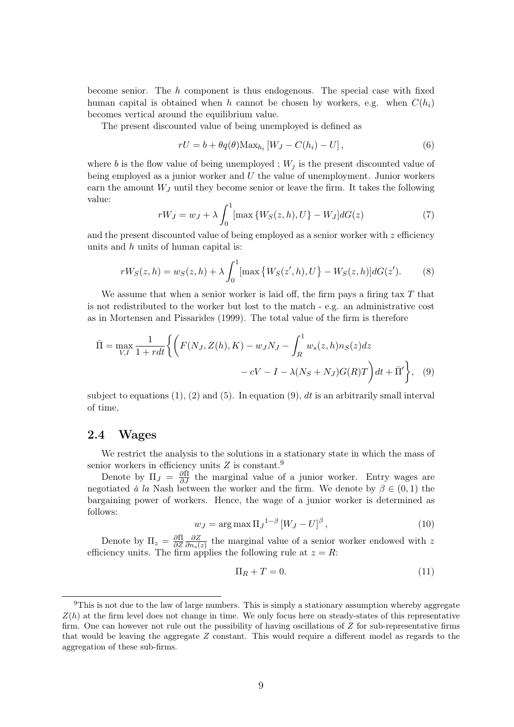become senior. The $h$ component is thus endogenous. The special case with fixed human capital is obtained when $h$ cannot be chosen by workers, e.g. when $C(h_i)$ becomes vertical around the equilibrium value.

The present discounted value of being unemployed is defined as

$$rU = b + \theta q(\theta) \text{Max}_{h_i} \left[ W_J - C(h_i) - U \right], \tag{6}$$

where $b$ is the flow value of being unemployed ; $W_j$ is the present discounted value of being employed as a junior worker and $U$ the value of unemployment. Junior workers earn the amount $W_J$ until they become senior or leave the firm. It takes the following value:

$$rW_J = w_J + \lambda \int_0^1 [\max \{W_S(z,h), U\} - W_J] dG(z) \tag{7}$$

and the present discounted value of being employed as a senior worker with $z$ efficiency units and $h$ units of human capital is:

$$rW_S(z,h) = w_S(z,h) + \lambda \int_0^1 [\max \{W_S(z',h), U\} - W_S(z,h)] dG(z'). \tag{8}$$

We assume that when a senior worker is laid off, the firm pays a firing tax $T$ that is not redistributed to the worker but lost to the match - e.g. an administrative cost as in Mortensen and Pissarides (1999). The total value of the firm is therefore

$$\bar{\Pi} = \max_{V,I} \frac{1}{1+rdt} \Bigg\{ \Bigg( F(N_J, Z(h), K) - w_J N_J - \int_R^1 w_s(z,h) n_S(z) dz \\ - cV - I - \lambda (N_S + N_J) G(R) T \Bigg) dt + \bar{\Pi}' \Bigg\}, \tag{9}$$

subject to equations (1), (2) and (5). In equation (9), $dt$ is an arbitrarily small interval of time,

### 2.4 Wages

We restrict the analysis to the solutions in a stationary state in which the mass of senior workers in efficiency units $Z$ is constant.[9]

Denote by $\Pi_J = \frac{\partial \bar{\Pi}}{\partial J}$ the marginal value of a junior worker. Entry wages are negotiated *à la* Nash between the worker and the firm. We denote by $\beta \in (0,1)$ the bargaining power of workers. Hence, the wage of a junior worker is determined as follows:

$$w_J = \arg\max {\Pi_J}^{1-\beta} \left[ W_J - U \right]^{\beta}, \tag{10}$$

Denote by $\Pi_z = \frac{\partial \bar{\Pi}}{\partial Z} \frac{\partial Z}{\partial n_s(z)}$ the marginal value of a senior worker endowed with $z$ efficiency units. The firm applies the following rule at $z = R$:

$$\Pi_R + T = 0. \tag{11}$$

[9] This is not due to the law of large numbers. This is simply a stationary assumption whereby aggregate $Z(h)$ at the firm level does not change in time. We only focus here on steady-states of this representative firm. One can however not rule out the possibility of having oscillations of $Z$ for sub-representative firms that would be leaving the aggregate $Z$ constant. This would require a different model as regards to the aggregation of these sub-firms.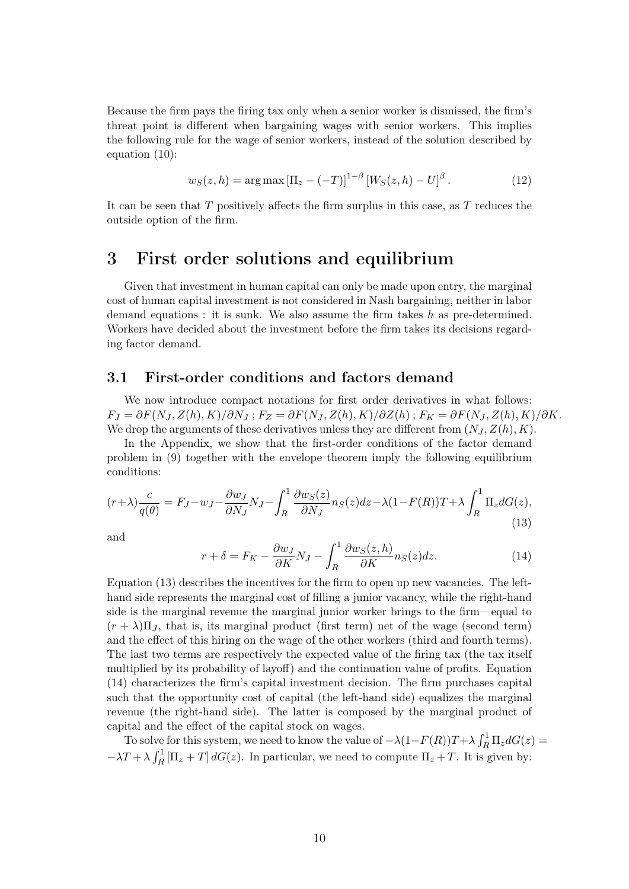Because the firm pays the firing tax only when a senior worker is dismissed, the firm's threat point is different when bargaining wages with senior workers. This implies the following rule for the wage of senior workers, instead of the solution described by equation (10):

$$w_S(z,h) = \arg\max \left[\Pi_z - (-T)\right]^{1-\beta} \left[W_S(z,h) - U\right]^{\beta}. \tag{12}$$

It can be seen that $T$ positively affects the firm surplus in this case, as $T$ reduces the outside option of the firm.

# 3 First order solutions and equilibrium

Given that investment in human capital can only be made upon entry, the marginal cost of human capital investment is not considered in Nash bargaining, neither in labor demand equations : it is sunk. We also assume the firm takes $h$ as pre-determined. Workers have decided about the investment before the firm takes its decisions regarding factor demand.

## 3.1 First-order conditions and factors demand

We now introduce compact notations for first order derivatives in what follows: $F_J = \partial F(N_J, Z(h), K)/\partial N_J$ ; $F_Z = \partial F(N_J, Z(h), K)/\partial Z(h)$ ; $F_K = \partial F(N_J, Z(h), K)/\partial K$. We drop the arguments of these derivatives unless they are different from $(N_J, Z(h), K)$.

In the Appendix, we show that the first-order conditions of the factor demand problem in (9) together with the envelope theorem imply the following equilibrium conditions:

$$(r+\lambda)\frac{c}{q(\theta)} = F_J - w_J - \frac{\partial w_J}{\partial N_J}N_J - \int_R^1 \frac{\partial w_S(z)}{\partial N_J} n_S(z)dz - \lambda(1-F(R))T + \lambda \int_R^1 \Pi_z dG(z), \tag{13}$$

and

$$r + \delta = F_K - \frac{\partial w_J}{\partial K}N_J - \int_R^1 \frac{\partial w_S(z,h)}{\partial K} n_S(z)dz. \tag{14}$$

Equation (13) describes the incentives for the firm to open up new vacancies. The left-hand side represents the marginal cost of filling a junior vacancy, while the right-hand side is the marginal revenue the marginal junior worker brings to the firm—equal to $(r+\lambda)\Pi_J$, that is, its marginal product (first term) net of the wage (second term) and the effect of this hiring on the wage of the other workers (third and fourth terms). The last two terms are respectively the expected value of the firing tax (the tax itself multiplied by its probability of layoff) and the continuation value of profits. Equation (14) characterizes the firm's capital investment decision. The firm purchases capital such that the opportunity cost of capital (the left-hand side) equalizes the marginal revenue (the right-hand side). The latter is composed by the marginal product of capital and the effect of the capital stock on wages.

To solve for this system, we need to know the value of $-\lambda(1-F(R))T + \lambda\int_R^1 \Pi_z dG(z) = -\lambda T + \lambda \int_R^1 \left[\Pi_z + T\right] dG(z)$. In particular, we need to compute $\Pi_z + T$. It is given by: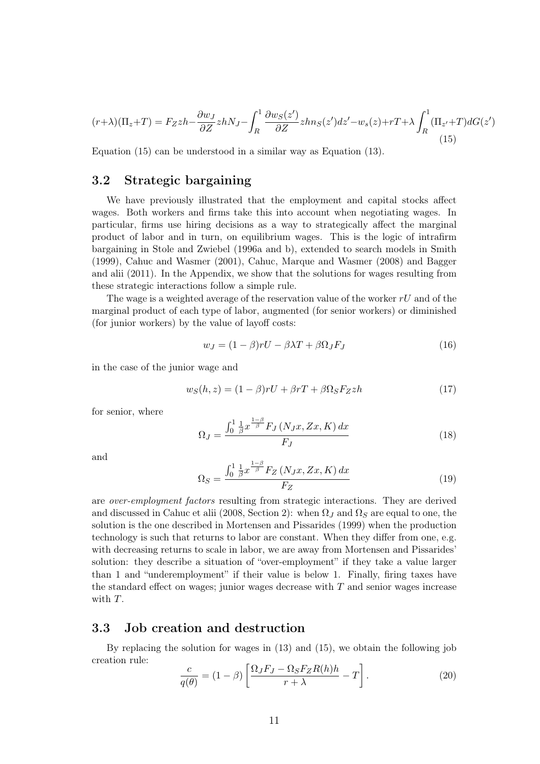$$(r+\lambda)(\Pi_z+T) = F_Z zh - \frac{\partial w_J}{\partial Z} zhN_J - \int_R^1 \frac{\partial w_S(z')}{\partial Z} zhn_S(z')dz' - w_s(z) + rT + \lambda \int_R^1 (\Pi_{z'}+T)dG(z') \tag{15}$$

Equation (15) can be understood in a similar way as Equation (13).

## 3.2 Strategic bargaining

We have previously illustrated that the employment and capital stocks affect wages. Both workers and firms take this into account when negotiating wages. In particular, firms use hiring decisions as a way to strategically affect the marginal product of labor and in turn, on equilibrium wages. This is the logic of intrafirm bargaining in Stole and Zwiebel (1996a and b), extended to search models in Smith (1999), Cahuc and Wasmer (2001), Cahuc, Marque and Wasmer (2008) and Bagger and alii (2011). In the Appendix, we show that the solutions for wages resulting from these strategic interactions follow a simple rule.

The wage is a weighted average of the reservation value of the worker $rU$ and of the marginal product of each type of labor, augmented (for senior workers) or diminished (for junior workers) by the value of layoff costs:

$$w_J = (1-\beta)rU - \beta\lambda T + \beta\Omega_J F_J \tag{16}$$

in the case of the junior wage and

$$w_S(h,z) = (1-\beta)rU + \beta rT + \beta\Omega_S F_Z zh \tag{17}$$

for senior, where

$$\Omega_J = \frac{\int_0^1 \frac{1}{\beta} x^{\frac{1-\beta}{\beta}} F_J\left(N_J x, Zx, K\right) dx}{F_J} \tag{18}$$

and

$$\Omega_S = \frac{\int_0^1 \frac{1}{\beta} x^{\frac{1-\beta}{\beta}} F_Z\left(N_J x, Zx, K\right) dx}{F_Z} \tag{19}$$

are *over-employment factors* resulting from strategic interactions. They are derived and discussed in Cahuc et alii (2008, Section 2): when $\Omega_J$ and $\Omega_S$ are equal to one, the solution is the one described in Mortensen and Pissarides (1999) when the production technology is such that returns to labor are constant. When they differ from one, e.g. with decreasing returns to scale in labor, we are away from Mortensen and Pissarides' solution: they describe a situation of "over-employment" if they take a value larger than 1 and "underemployment" if their value is below 1. Finally, firing taxes have the standard effect on wages; junior wages decrease with $T$ and senior wages increase with $T$.

## 3.3 Job creation and destruction

By replacing the solution for wages in (13) and (15), we obtain the following job creation rule:

$$\frac{c}{q(\theta)} = (1-\beta)\left[\frac{\Omega_J F_J - \Omega_S F_Z R(h)h}{r+\lambda} - T\right]. \tag{20}$$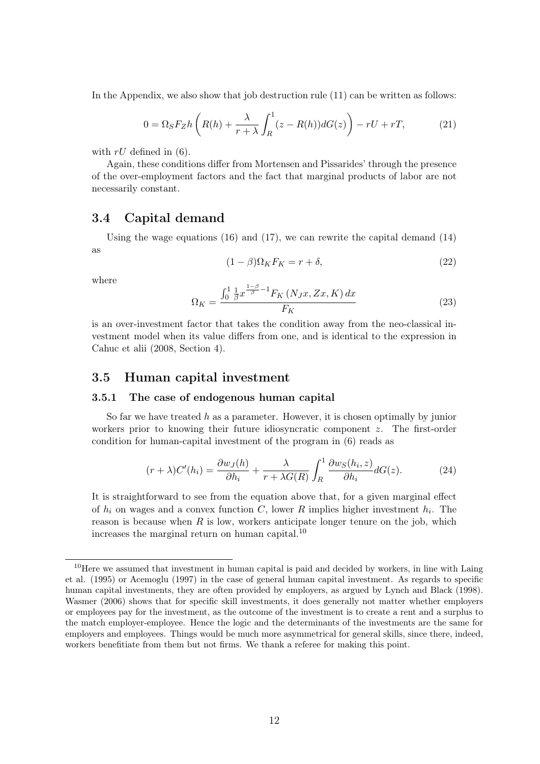In the Appendix, we also show that job destruction rule (11) can be written as follows:

$$0 = \Omega_S F_Z h \left( R(h) + \frac{\lambda}{r+\lambda} \int_R^1 (z - R(h)) dG(z) \right) - rU + rT, \tag{21}$$

with $rU$ defined in (6).

Again, these conditions differ from Mortensen and Pissarides' through the presence of the over-employment factors and the fact that marginal products of labor are not necessarily constant.

## 3.4 Capital demand

Using the wage equations (16) and (17), we can rewrite the capital demand (14) as

$$(1-\beta)\Omega_K F_K = r + \delta, \tag{22}$$

where

$$\Omega_K = \frac{\int_0^1 \frac{1}{\beta} x^{\frac{1-\beta}{\beta}-1} F_K \left(N_J x, Zx, K\right) dx}{F_K} \tag{23}$$

is an over-investment factor that takes the condition away from the neo-classical investment model when its value differs from one, and is identical to the expression in Cahuc et alii (2008, Section 4).

## 3.5 Human capital investment

### 3.5.1 The case of endogenous human capital

So far we have treated $h$ as a parameter. However, it is chosen optimally by junior workers prior to knowing their future idiosyncratic component $z$. The first-order condition for human-capital investment of the program in (6) reads as

$$(r+\lambda)C'(h_i) = \frac{\partial w_J(h)}{\partial h_i} + \frac{\lambda}{r + \lambda G(R)} \int_R^1 \frac{\partial w_S(h_i, z)}{\partial h_i} dG(z). \tag{24}$$

It is straightforward to see from the equation above that, for a given marginal effect of $h_i$ on wages and a convex function $C$, lower $R$ implies higher investment $h_i$. The reason is because when $R$ is low, workers anticipate longer tenure on the job, which increases the marginal return on human capital.[10]

[10]Here we assumed that investment in human capital is paid and decided by workers, in line with Laing et al. (1995) or Acemoglu (1997) in the case of general human capital investment. As regards to specific human capital investments, they are often provided by employers, as argued by Lynch and Black (1998). Wasmer (2006) shows that for specific skill investments, it does generally not matter whether employers or employees pay for the investment, as the outcome of the investment is to create a rent and a surplus to the match employer-employee. Hence the logic and the determinants of the investments are the same for employers and employees. Things would be much more asymmetrical for general skills, since there, indeed, workers benefitiate from them but not firms. We thank a referee for making this point.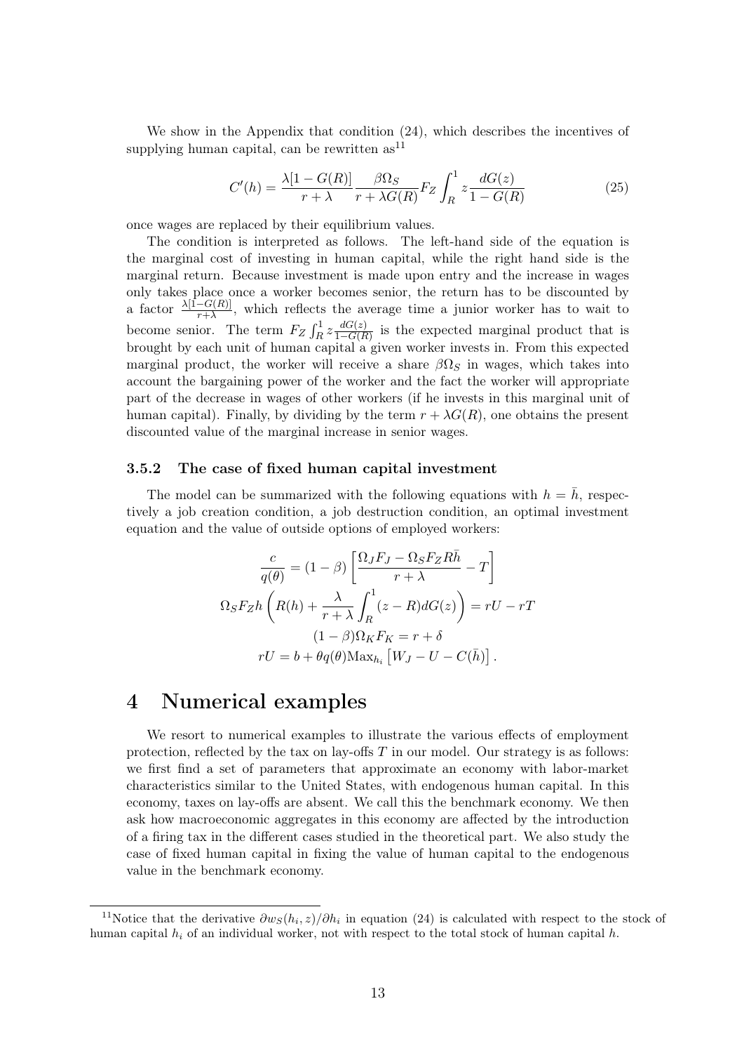We show in the Appendix that condition (24), which describes the incentives of supplying human capital, can be rewritten as[11]

$$C'(h) = \frac{\lambda[1-G(R)]}{r+\lambda}\frac{\beta\Omega_S}{r+\lambda G(R)}F_Z\int_R^1 z\frac{dG(z)}{1-G(R)} \tag{25}$$

once wages are replaced by their equilibrium values.

The condition is interpreted as follows. The left-hand side of the equation is the marginal cost of investing in human capital, while the right hand side is the marginal return. Because investment is made upon entry and the increase in wages only takes place once a worker becomes senior, the return has to be discounted by a factor $\frac{\lambda[1-G(R)]}{r+\lambda}$, which reflects the average time a junior worker has to wait to become senior. The term $F_Z\int_R^1 z\frac{dG(z)}{1-G(R)}$ is the expected marginal product that is brought by each unit of human capital a given worker invests in. From this expected marginal product, the worker will receive a share $\beta\Omega_S$ in wages, which takes into account the bargaining power of the worker and the fact the worker will appropriate part of the decrease in wages of other workers (if he invests in this marginal unit of human capital). Finally, by dividing by the term $r+\lambda G(R)$, one obtains the present discounted value of the marginal increase in senior wages.

### 3.5.2 The case of fixed human capital investment

The model can be summarized with the following equations with $h=\bar{h}$, respectively a job creation condition, a job destruction condition, an optimal investment equation and the value of outside options of employed workers:

$$\frac{c}{q(\theta)} = (1-\beta)\left[\frac{\Omega_J F_J - \Omega_S F_Z R\bar{h}}{r+\lambda} - T\right]$$

$$\Omega_S F_Z h\left(R(h) + \frac{\lambda}{r+\lambda}\int_R^1 (z-R)dG(z)\right) = rU - rT$$

$$(1-\beta)\Omega_K F_K = r+\delta$$

$$rU = b + \theta q(\theta)\text{Max}_{h_i}\left[W_J - U - C(\bar{h})\right].$$

# 4 Numerical examples

We resort to numerical examples to illustrate the various effects of employment protection, reflected by the tax on lay-offs $T$ in our model. Our strategy is as follows: we first find a set of parameters that approximate an economy with labor-market characteristics similar to the United States, with endogenous human capital. In this economy, taxes on lay-offs are absent. We call this the benchmark economy. We then ask how macroeconomic aggregates in this economy are affected by the introduction of a firing tax in the different cases studied in the theoretical part. We also study the case of fixed human capital in fixing the value of human capital to the endogenous value in the benchmark economy.

[11] Notice that the derivative $\partial w_S(h_i,z)/\partial h_i$ in equation (24) is calculated with respect to the stock of human capital $h_i$ of an individual worker, not with respect to the total stock of human capital $h$.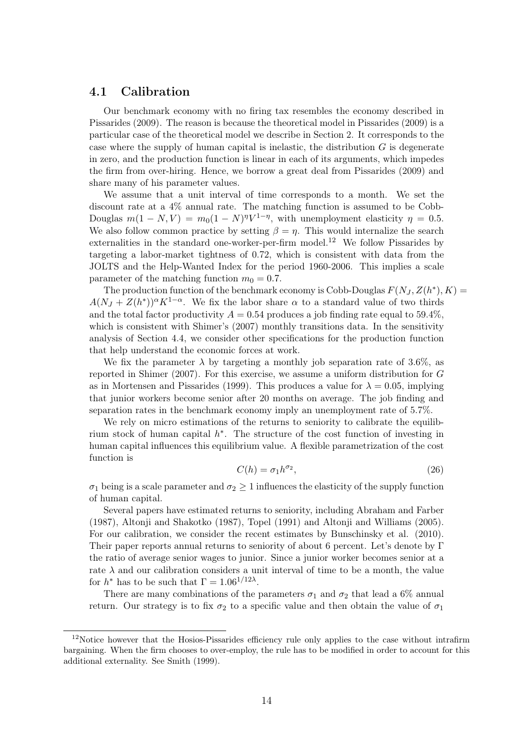### 4.1 Calibration

Our benchmark economy with no firing tax resembles the economy described in Pissarides (2009). The reason is because the theoretical model in Pissarides (2009) is a particular case of the theoretical model we describe in Section 2. It corresponds to the case where the supply of human capital is inelastic, the distribution $G$ is degenerate in zero, and the production function is linear in each of its arguments, which impedes the firm from over-hiring. Hence, we borrow a great deal from Pissarides (2009) and share many of his parameter values.

We assume that a unit interval of time corresponds to a month. We set the discount rate at a 4% annual rate. The matching function is assumed to be Cobb-Douglas $m(1-N,V) = m_0(1-N)^{\eta}V^{1-\eta}$, with unemployment elasticity $\eta = 0.5$. We also follow common practice by setting $\beta = \eta$. This would internalize the search externalities in the standard one-worker-per-firm model.[12] We follow Pissarides by targeting a labor-market tightness of 0.72, which is consistent with data from the JOLTS and the Help-Wanted Index for the period 1960-2006. This implies a scale parameter of the matching function $m_0 = 0.7$.

The production function of the benchmark economy is Cobb-Douglas $F(N_J, Z(h^*), K) = A(N_J + Z(h^*))^{\alpha}K^{1-\alpha}$. We fix the labor share $\alpha$ to a standard value of two thirds and the total factor productivity $A = 0.54$ produces a job finding rate equal to 59.4%, which is consistent with Shimer's (2007) monthly transitions data. In the sensitivity analysis of Section 4.4, we consider other specifications for the production function that help understand the economic forces at work.

We fix the parameter $\lambda$ by targeting a monthly job separation rate of 3.6%, as reported in Shimer (2007). For this exercise, we assume a uniform distribution for $G$ as in Mortensen and Pissarides (1999). This produces a value for $\lambda = 0.05$, implying that junior workers become senior after 20 months on average. The job finding and separation rates in the benchmark economy imply an unemployment rate of 5.7%.

We rely on micro estimations of the returns to seniority to calibrate the equilibrium stock of human capital $h^*$. The structure of the cost function of investing in human capital influences this equilibrium value. A flexible parametrization of the cost function is

$$C(h) = \sigma_1 h^{\sigma_2}, \tag{26}$$

$\sigma_1$ being is a scale parameter and $\sigma_2 \geq 1$ influences the elasticity of the supply function of human capital.

Several papers have estimated returns to seniority, including Abraham and Farber (1987), Altonji and Shakotko (1987), Topel (1991) and Altonji and Williams (2005). For our calibration, we consider the recent estimates by Bunschinsky et al. (2010). Their paper reports annual returns to seniority of about 6 percent. Let's denote by $\Gamma$ the ratio of average senior wages to junior. Since a junior worker becomes senior at a rate $\lambda$ and our calibration considers a unit interval of time to be a month, the value for $h^*$ has to be such that $\Gamma = 1.06^{1/12\lambda}$.

There are many combinations of the parameters $\sigma_1$ and $\sigma_2$ that lead a 6% annual return. Our strategy is to fix $\sigma_2$ to a specific value and then obtain the value of $\sigma_1$

[12] Notice however that the Hosios-Pissarides efficiency rule only applies to the case without intrafirm bargaining. When the firm chooses to over-employ, the rule has to be modified in order to account for this additional externality. See Smith (1999).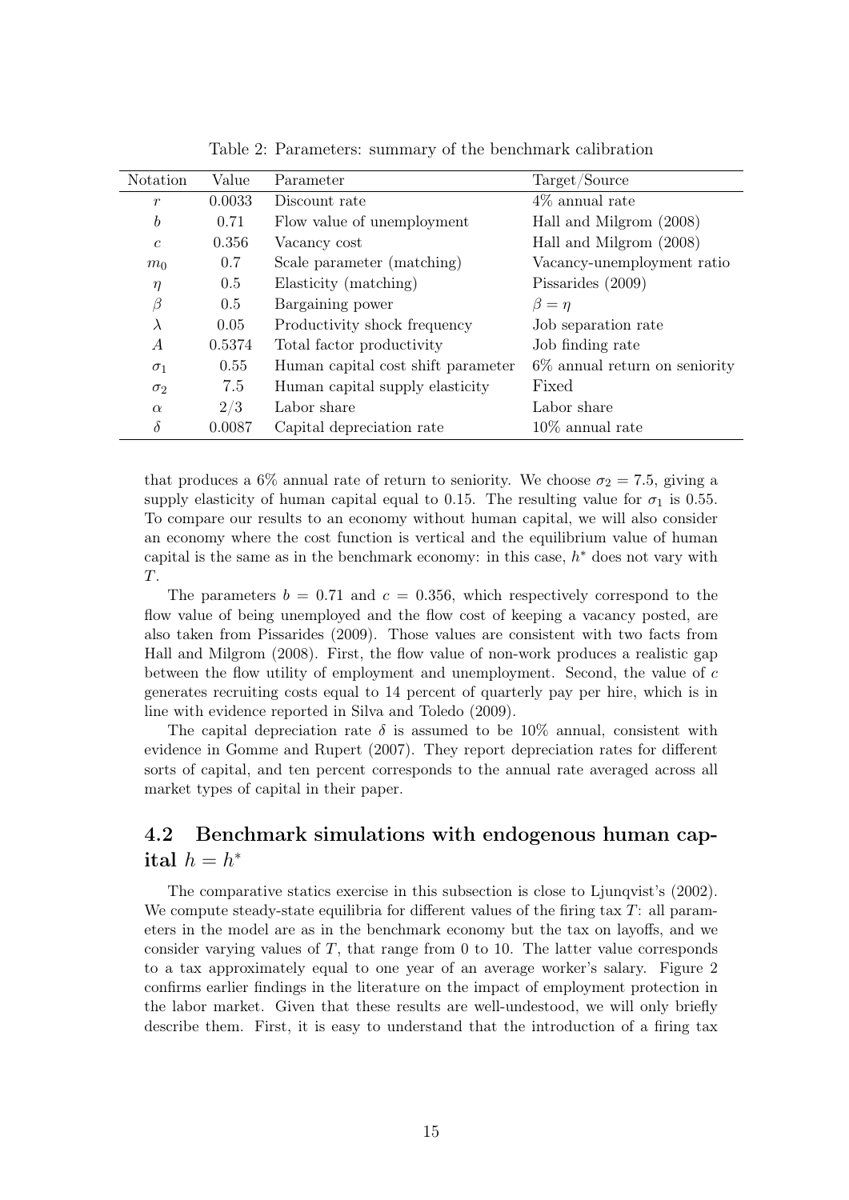Table 2: Parameters: summary of the benchmark calibration

| Notation | Value | Parameter | Target/Source |
|---|---|---|---|
| $r$ | 0.0033 | Discount rate | 4% annual rate |
| $b$ | 0.71 | Flow value of unemployment | Hall and Milgrom (2008) |
| $c$ | 0.356 | Vacancy cost | Hall and Milgrom (2008) |
| $m_0$ | 0.7 | Scale parameter (matching) | Vacancy-unemployment ratio |
| $\eta$ | 0.5 | Elasticity (matching) | Pissarides (2009) |
| $\beta$ | 0.5 | Bargaining power | $\beta = \eta$ |
| $\lambda$ | 0.05 | Productivity shock frequency | Job separation rate |
| $A$ | 0.5374 | Total factor productivity | Job finding rate |
| $\sigma_1$ | 0.55 | Human capital cost shift parameter | 6% annual return on seniority |
| $\sigma_2$ | 7.5 | Human capital supply elasticity | Fixed |
| $\alpha$ | 2/3 | Labor share | Labor share |
| $\delta$ | 0.0087 | Capital depreciation rate | 10% annual rate |

that produces a 6% annual rate of return to seniority. We choose $\sigma_2 = 7.5$, giving a supply elasticity of human capital equal to 0.15. The resulting value for $\sigma_1$ is 0.55. To compare our results to an economy without human capital, we will also consider an economy where the cost function is vertical and the equilibrium value of human capital is the same as in the benchmark economy: in this case, $h^*$ does not vary with $T$.

The parameters $b = 0.71$ and $c = 0.356$, which respectively correspond to the flow value of being unemployed and the flow cost of keeping a vacancy posted, are also taken from Pissarides (2009). Those values are consistent with two facts from Hall and Milgrom (2008). First, the flow value of non-work produces a realistic gap between the flow utility of employment and unemployment. Second, the value of $c$ generates recruiting costs equal to 14 percent of quarterly pay per hire, which is in line with evidence reported in Silva and Toledo (2009).

The capital depreciation rate $\delta$ is assumed to be 10% annual, consistent with evidence in Gomme and Rupert (2007). They report depreciation rates for different sorts of capital, and ten percent corresponds to the annual rate averaged across all market types of capital in their paper.

## 4.2 Benchmark simulations with endogenous human capital $h = h^*$

The comparative statics exercise in this subsection is close to Ljunqvist's (2002). We compute steady-state equilibria for different values of the firing tax $T$: all parameters in the model are as in the benchmark economy but the tax on layoffs, and we consider varying values of $T$, that range from 0 to 10. The latter value corresponds to a tax approximately equal to one year of an average worker's salary. Figure 2 confirms earlier findings in the literature on the impact of employment protection in the labor market. Given that these results are well-undestood, we will only briefly describe them. First, it is easy to understand that the introduction of a firing tax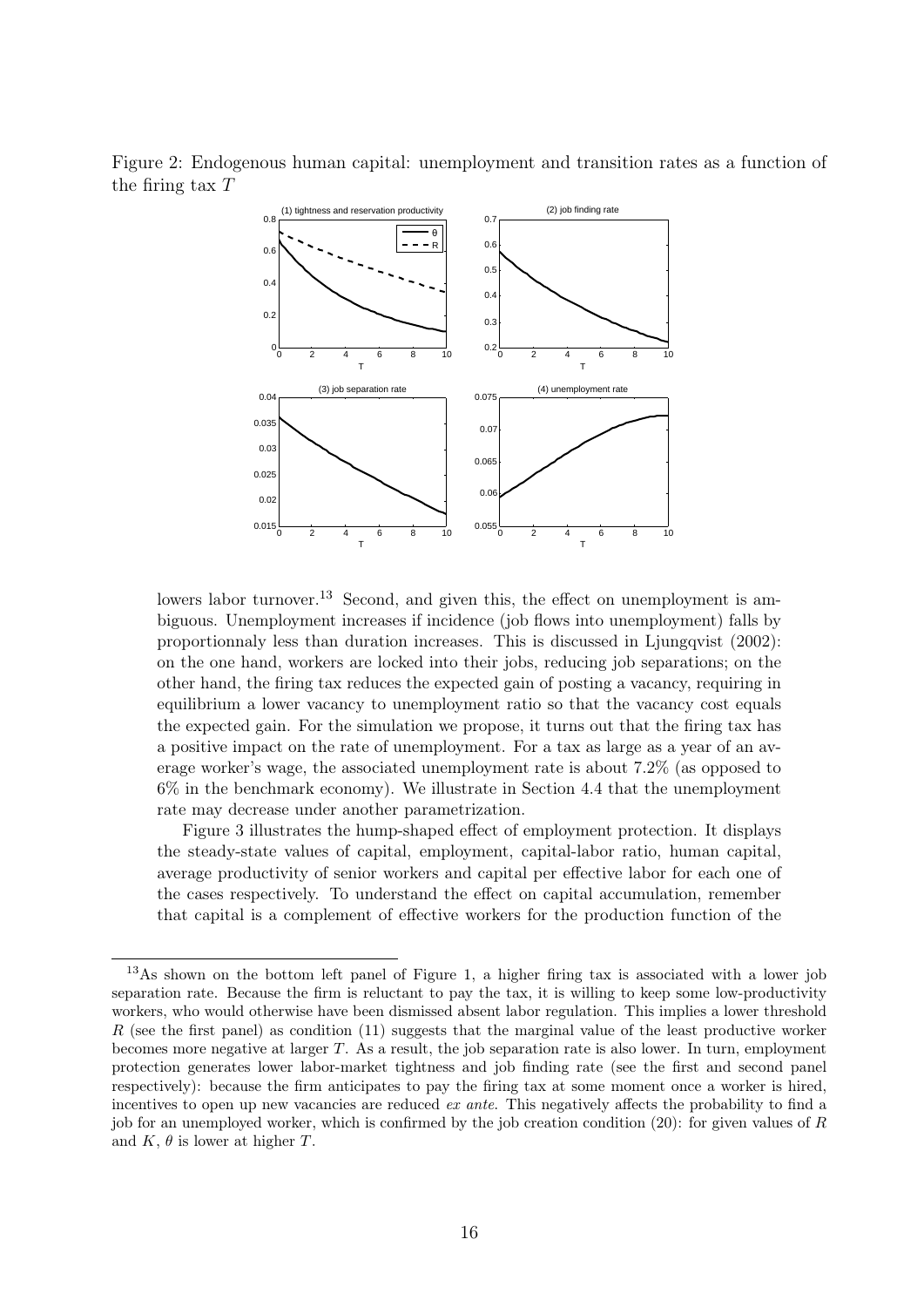Figure 2: Endogenous human capital: unemployment and transition rates as a function of the firing tax $T$

lowers labor turnover.[13] Second, and given this, the effect on unemployment is ambiguous. Unemployment increases if incidence (job flows into unemployment) falls by proportionnaly less than duration increases. This is discussed in Ljungqvist (2002): on the one hand, workers are locked into their jobs, reducing job separations; on the other hand, the firing tax reduces the expected gain of posting a vacancy, requiring in equilibrium a lower vacancy to unemployment ratio so that the vacancy cost equals the expected gain. For the simulation we propose, it turns out that the firing tax has a positive impact on the rate of unemployment. For a tax as large as a year of an average worker's wage, the associated unemployment rate is about 7.2% (as opposed to 6% in the benchmark economy). We illustrate in Section 4.4 that the unemployment rate may decrease under another parametrization.

Figure 3 illustrates the hump-shaped effect of employment protection. It displays the steady-state values of capital, employment, capital-labor ratio, human capital, average productivity of senior workers and capital per effective labor for each one of the cases respectively. To understand the effect on capital accumulation, remember that capital is a complement of effective workers for the production function of the

[13] As shown on the bottom left panel of Figure 1, a higher firing tax is associated with a lower job separation rate. Because the firm is reluctant to pay the tax, it is willing to keep some low-productivity workers, who would otherwise have been dismissed absent labor regulation. This implies a lower threshold $R$ (see the first panel) as condition (11) suggests that the marginal value of the least productive worker becomes more negative at larger $T$. As a result, the job separation rate is also lower. In turn, employment protection generates lower labor-market tightness and job finding rate (see the first and second panel respectively): because the firm anticipates to pay the firing tax at some moment once a worker is hired, incentives to open up new vacancies are reduced *ex ante*. This negatively affects the probability to find a job for an unemployed worker, which is confirmed by the job creation condition (20): for given values of $R$ and $K$, $\theta$ is lower at higher $T$.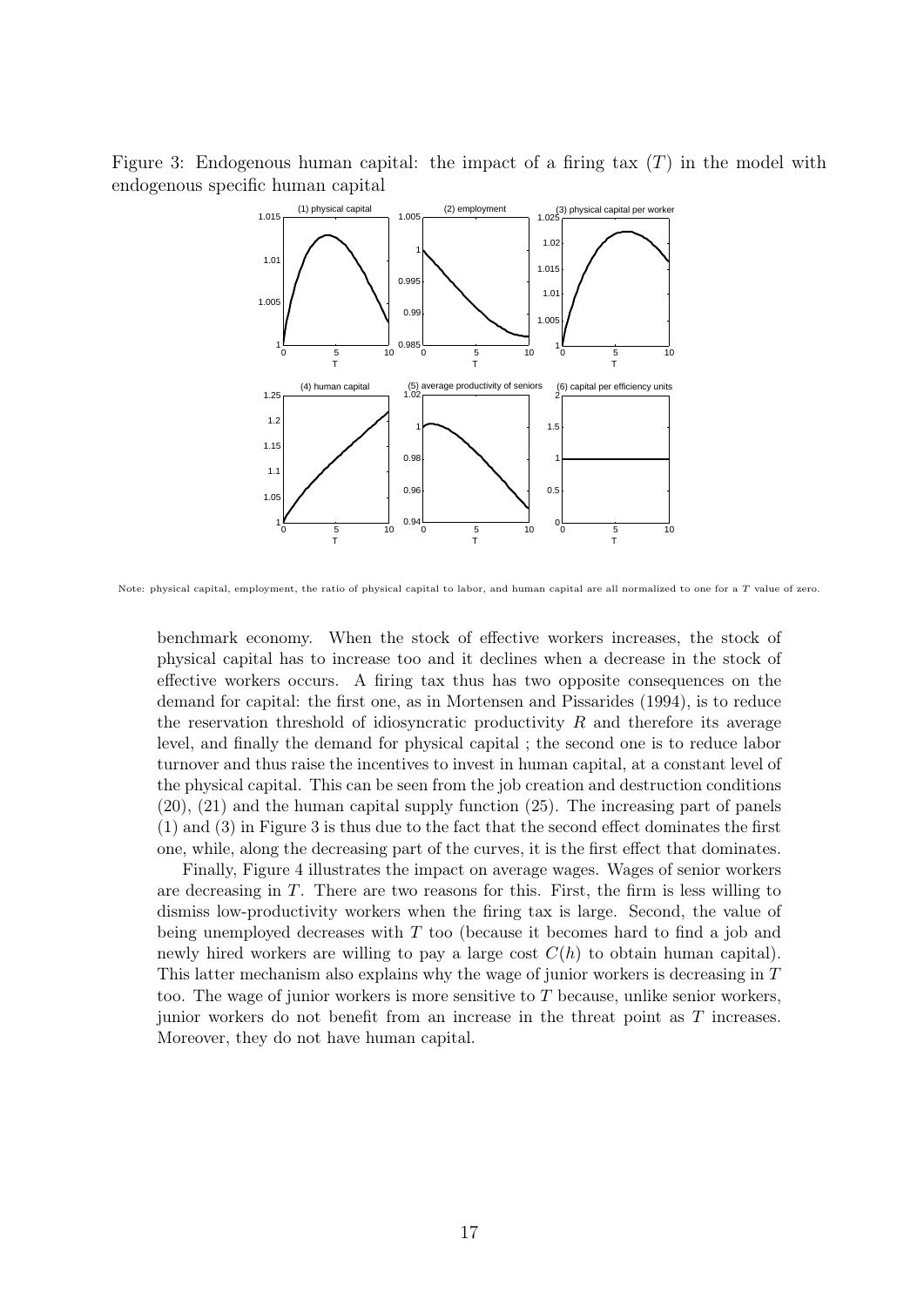Figure 3: Endogenous human capital: the impact of a firing tax ($T$) in the model with endogenous specific human capital

Note: physical capital, employment, the ratio of physical capital to labor, and human capital are all normalized to one for a $T$ value of zero.

benchmark economy. When the stock of effective workers increases, the stock of physical capital has to increase too and it declines when a decrease in the stock of effective workers occurs. A firing tax thus has two opposite consequences on the demand for capital: the first one, as in Mortensen and Pissarides (1994), is to reduce the reservation threshold of idiosyncratic productivity $R$ and therefore its average level, and finally the demand for physical capital ; the second one is to reduce labor turnover and thus raise the incentives to invest in human capital, at a constant level of the physical capital. This can be seen from the job creation and destruction conditions (20), (21) and the human capital supply function (25). The increasing part of panels (1) and (3) in Figure 3 is thus due to the fact that the second effect dominates the first one, while, along the decreasing part of the curves, it is the first effect that dominates.

Finally, Figure 4 illustrates the impact on average wages. Wages of senior workers are decreasing in $T$. There are two reasons for this. First, the firm is less willing to dismiss low-productivity workers when the firing tax is large. Second, the value of being unemployed decreases with $T$ too (because it becomes hard to find a job and newly hired workers are willing to pay a large cost $C(h)$ to obtain human capital). This latter mechanism also explains why the wage of junior workers is decreasing in $T$ too. The wage of junior workers is more sensitive to $T$ because, unlike senior workers, junior workers do not benefit from an increase in the threat point as $T$ increases. Moreover, they do not have human capital.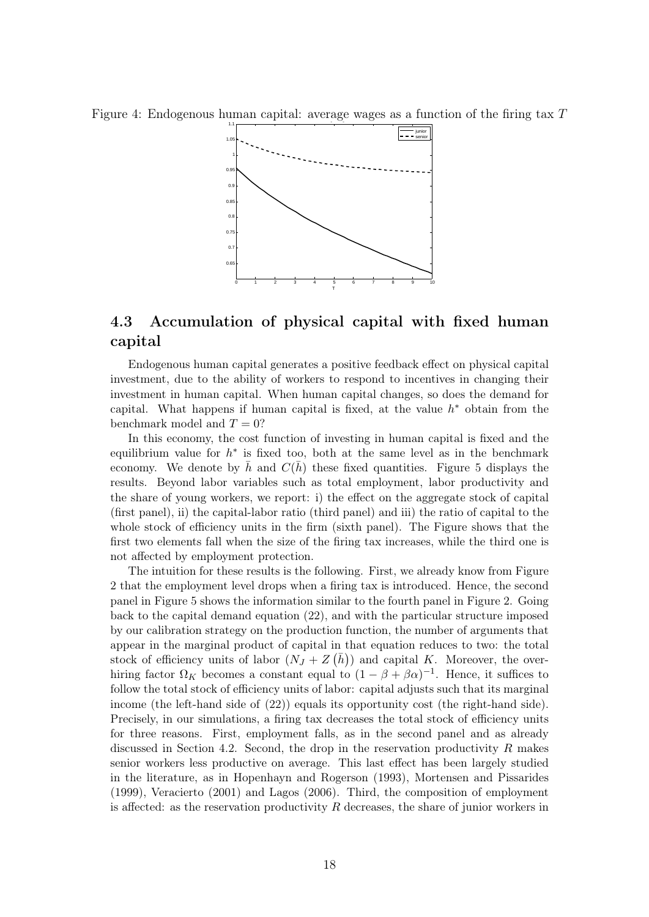Figure 4: Endogenous human capital: average wages as a function of the firing tax $T$

## 4.3 Accumulation of physical capital with fixed human capital

Endogenous human capital generates a positive feedback effect on physical capital investment, due to the ability of workers to respond to incentives in changing their investment in human capital. When human capital changes, so does the demand for capital. What happens if human capital is fixed, at the value $h^*$ obtain from the benchmark model and $T = 0$?

In this economy, the cost function of investing in human capital is fixed and the equilibrium value for $h^*$ is fixed too, both at the same level as in the benchmark economy. We denote by $\bar{h}$ and $C(\bar{h})$ these fixed quantities. Figure 5 displays the results. Beyond labor variables such as total employment, labor productivity and the share of young workers, we report: i) the effect on the aggregate stock of capital (first panel), ii) the capital-labor ratio (third panel) and iii) the ratio of capital to the whole stock of efficiency units in the firm (sixth panel). The Figure shows that the first two elements fall when the size of the firing tax increases, while the third one is not affected by employment protection.

The intuition for these results is the following. First, we already know from Figure 2 that the employment level drops when a firing tax is introduced. Hence, the second panel in Figure 5 shows the information similar to the fourth panel in Figure 2. Going back to the capital demand equation (22), and with the particular structure imposed by our calibration strategy on the production function, the number of arguments that appear in the marginal product of capital in that equation reduces to two: the total stock of efficiency units of labor $(N_J + Z(\bar{h}))$ and capital $K$. Moreover, the over-hiring factor $\Omega_K$ becomes a constant equal to $(1 - \beta + \beta\alpha)^{-1}$. Hence, it suffices to follow the total stock of efficiency units of labor: capital adjusts such that its marginal income (the left-hand side of (22)) equals its opportunity cost (the right-hand side). Precisely, in our simulations, a firing tax decreases the total stock of efficiency units for three reasons. First, employment falls, as in the second panel and as already discussed in Section 4.2. Second, the drop in the reservation productivity $R$ makes senior workers less productive on average. This last effect has been largely studied in the literature, as in Hopenhayn and Rogerson (1993), Mortensen and Pissarides (1999), Veracierto (2001) and Lagos (2006). Third, the composition of employment is affected: as the reservation productivity $R$ decreases, the share of junior workers in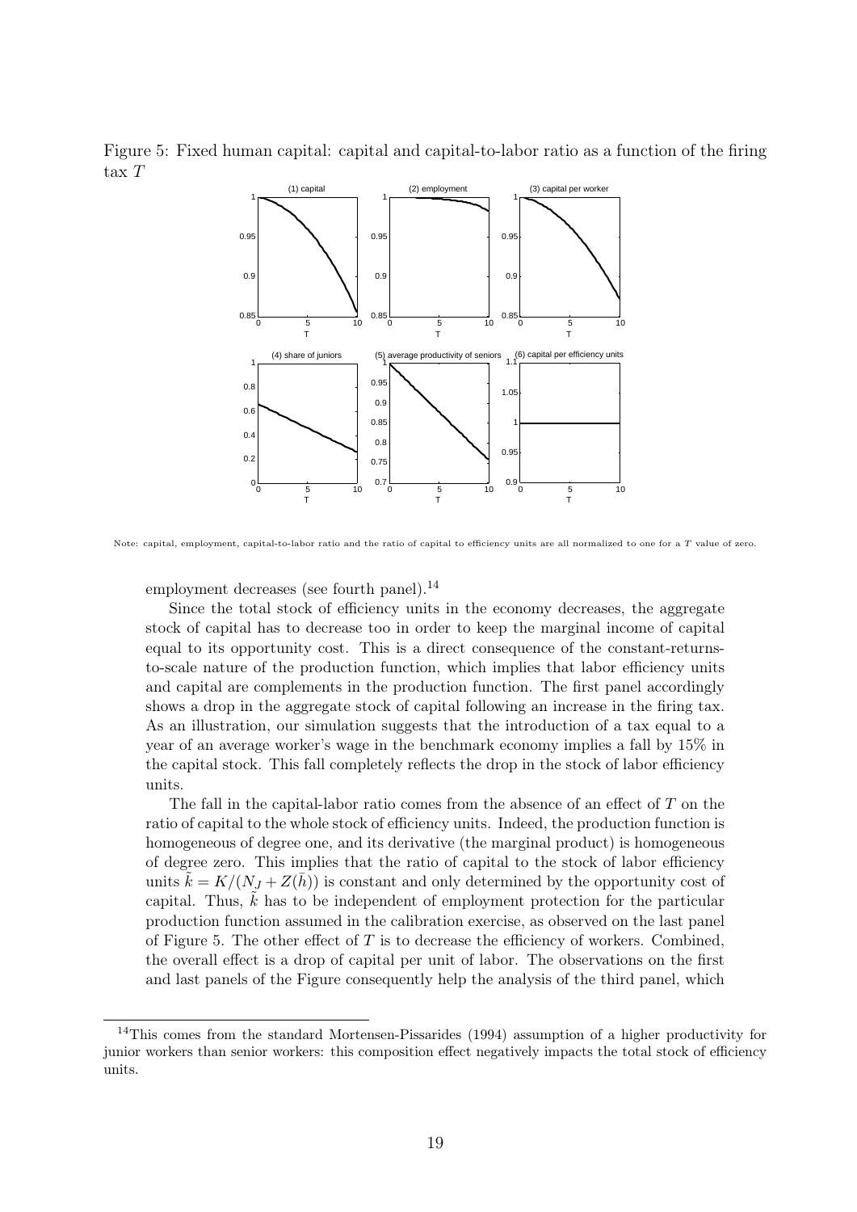Figure 5: Fixed human capital: capital and capital-to-labor ratio as a function of the firing tax $T$

Note: capital, employment, capital-to-labor ratio and the ratio of capital to efficiency units are all normalized to one for a $T$ value of zero.

employment decreases (see fourth panel).[14]

Since the total stock of efficiency units in the economy decreases, the aggregate stock of capital has to decrease too in order to keep the marginal income of capital equal to its opportunity cost. This is a direct consequence of the constant-returns-to-scale nature of the production function, which implies that labor efficiency units and capital are complements in the production function. The first panel accordingly shows a drop in the aggregate stock of capital following an increase in the firing tax. As an illustration, our simulation suggests that the introduction of a tax equal to a year of an average worker's wage in the benchmark economy implies a fall by 15% in the capital stock. This fall completely reflects the drop in the stock of labor efficiency units.

The fall in the capital-labor ratio comes from the absence of an effect of $T$ on the ratio of capital to the whole stock of efficiency units. Indeed, the production function is homogeneous of degree one, and its derivative (the marginal product) is homogeneous of degree zero. This implies that the ratio of capital to the stock of labor efficiency units $\tilde{k} = K/(N_J + Z(\bar{h}))$ is constant and only determined by the opportunity cost of capital. Thus, $\tilde{k}$ has to be independent of employment protection for the particular production function assumed in the calibration exercise, as observed on the last panel of Figure 5. The other effect of $T$ is to decrease the efficiency of workers. Combined, the overall effect is a drop of capital per unit of labor. The observations on the first and last panels of the Figure consequently help the analysis of the third panel, which

[14] This comes from the standard Mortensen-Pissarides (1994) assumption of a higher productivity for junior workers than senior workers: this composition effect negatively impacts the total stock of efficiency units.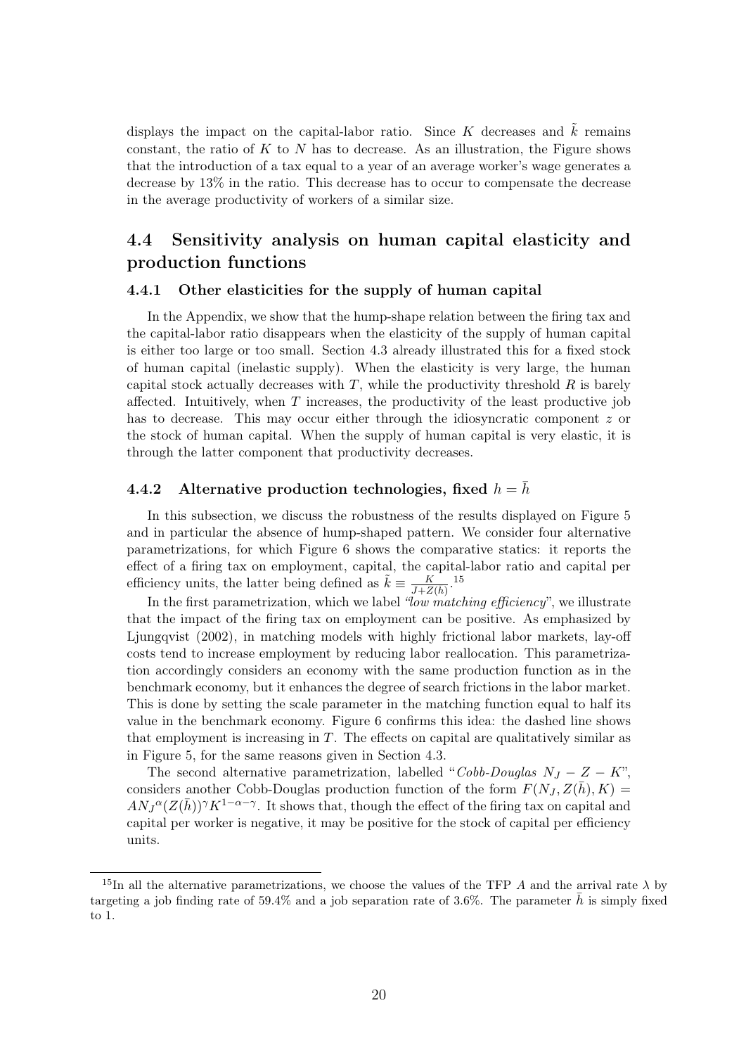displays the impact on the capital-labor ratio. Since $K$ decreases and $\tilde{k}$ remains constant, the ratio of $K$ to $N$ has to decrease. As an illustration, the Figure shows that the introduction of a tax equal to a year of an average worker's wage generates a decrease by 13% in the ratio. This decrease has to occur to compensate the decrease in the average productivity of workers of a similar size.

## 4.4 Sensitivity analysis on human capital elasticity and production functions

### 4.4.1 Other elasticities for the supply of human capital

In the Appendix, we show that the hump-shape relation between the firing tax and the capital-labor ratio disappears when the elasticity of the supply of human capital is either too large or too small. Section 4.3 already illustrated this for a fixed stock of human capital (inelastic supply). When the elasticity is very large, the human capital stock actually decreases with $T$, while the productivity threshold $R$ is barely affected. Intuitively, when $T$ increases, the productivity of the least productive job has to decrease. This may occur either through the idiosyncratic component $z$ or the stock of human capital. When the supply of human capital is very elastic, it is through the latter component that productivity decreases.

### 4.4.2 Alternative production technologies, fixed $h = \bar{h}$

In this subsection, we discuss the robustness of the results displayed on Figure 5 and in particular the absence of hump-shaped pattern. We consider four alternative parametrizations, for which Figure 6 shows the comparative statics: it reports the effect of a firing tax on employment, capital, the capital-labor ratio and capital per efficiency units, the latter being defined as $\tilde{k} \equiv \frac{K}{J+Z(h)}$.[15]

In the first parametrization, which we label *"low matching efficiency"*, we illustrate that the impact of the firing tax on employment can be positive. As emphasized by Ljungqvist (2002), in matching models with highly frictional labor markets, lay-off costs tend to increase employment by reducing labor reallocation. This parametrization accordingly considers an economy with the same production function as in the benchmark economy, but it enhances the degree of search frictions in the labor market. This is done by setting the scale parameter in the matching function equal to half its value in the benchmark economy. Figure 6 confirms this idea: the dashed line shows that employment is increasing in $T$. The effects on capital are qualitatively similar as in Figure 5, for the same reasons given in Section 4.3.

The second alternative parametrization, labelled "*Cobb-Douglas* $N_J - Z - K$", considers another Cobb-Douglas production function of the form $F(N_J, Z(\bar{h}), K) = AN_J{}^{\alpha}(Z(\bar{h}))^{\gamma}K^{1-\alpha-\gamma}$. It shows that, though the effect of the firing tax on capital and capital per worker is negative, it may be positive for the stock of capital per efficiency units.

[15] In all the alternative parametrizations, we choose the values of the TFP $A$ and the arrival rate $\lambda$ by targeting a job finding rate of 59.4% and a job separation rate of 3.6%. The parameter $\bar{h}$ is simply fixed to 1.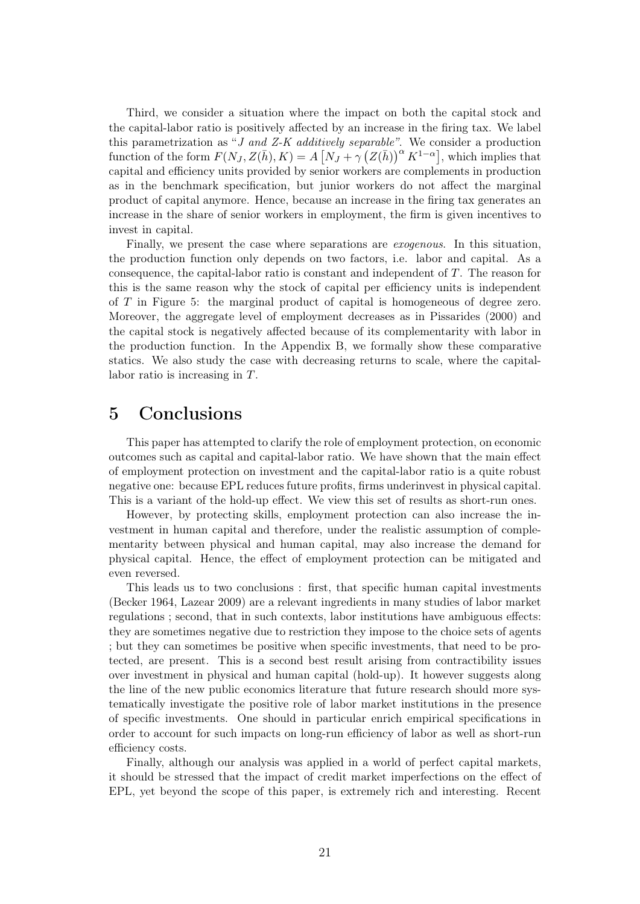Third, we consider a situation where the impact on both the capital stock and the capital-labor ratio is positively affected by an increase in the firing tax. We label this parametrization as "*J and Z-K additively separable*". We consider a production function of the form $F(N_J, Z(\bar{h}), K) = A\left[N_J + \gamma\left(Z(\bar{h})\right)^{\alpha} K^{1-\alpha}\right]$, which implies that capital and efficiency units provided by senior workers are complements in production as in the benchmark specification, but junior workers do not affect the marginal product of capital anymore. Hence, because an increase in the firing tax generates an increase in the share of senior workers in employment, the firm is given incentives to invest in capital.

Finally, we present the case where separations are *exogenous*. In this situation, the production function only depends on two factors, i.e. labor and capital. As a consequence, the capital-labor ratio is constant and independent of $T$. The reason for this is the same reason why the stock of capital per efficiency units is independent of $T$ in Figure 5: the marginal product of capital is homogeneous of degree zero. Moreover, the aggregate level of employment decreases as in Pissarides (2000) and the capital stock is negatively affected because of its complementarity with labor in the production function. In the Appendix B, we formally show these comparative statics. We also study the case with decreasing returns to scale, where the capital-labor ratio is increasing in $T$.

# 5 Conclusions

This paper has attempted to clarify the role of employment protection, on economic outcomes such as capital and capital-labor ratio. We have shown that the main effect of employment protection on investment and the capital-labor ratio is a quite robust negative one: because EPL reduces future profits, firms underinvest in physical capital. This is a variant of the hold-up effect. We view this set of results as short-run ones.

However, by protecting skills, employment protection can also increase the investment in human capital and therefore, under the realistic assumption of complementarity between physical and human capital, may also increase the demand for physical capital. Hence, the effect of employment protection can be mitigated and even reversed.

This leads us to two conclusions : first, that specific human capital investments (Becker 1964, Lazear 2009) are a relevant ingredients in many studies of labor market regulations ; second, that in such contexts, labor institutions have ambiguous effects: they are sometimes negative due to restriction they impose to the choice sets of agents ; but they can sometimes be positive when specific investments, that need to be protected, are present. This is a second best result arising from contractibility issues over investment in physical and human capital (hold-up). It however suggests along the line of the new public economics literature that future research should more systematically investigate the positive role of labor market institutions in the presence of specific investments. One should in particular enrich empirical specifications in order to account for such impacts on long-run efficiency of labor as well as short-run efficiency costs.

Finally, although our analysis was applied in a world of perfect capital markets, it should be stressed that the impact of credit market imperfections on the effect of EPL, yet beyond the scope of this paper, is extremely rich and interesting. Recent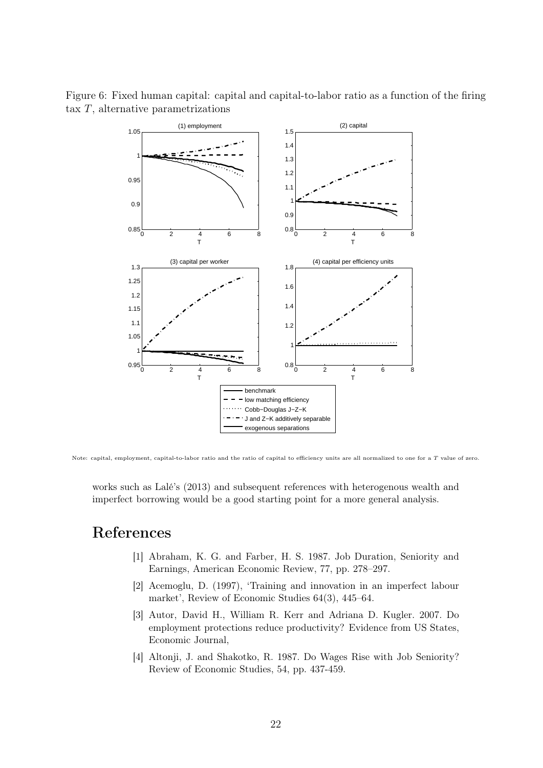Figure 6: Fixed human capital: capital and capital-to-labor ratio as a function of the firing tax $T$, alternative parametrizations

Note: capital, employment, capital-to-labor ratio and the ratio of capital to efficiency units are all normalized to one for a $T$ value of zero.

works such as Lalé's (2013) and subsequent references with heterogenous wealth and imperfect borrowing would be a good starting point for a more general analysis.

# References

[1] Abraham, K. G. and Farber, H. S. 1987. Job Duration, Seniority and Earnings, American Economic Review, 77, pp. 278–297.

[2] Acemoglu, D. (1997), 'Training and innovation in an imperfect labour market', Review of Economic Studies 64(3), 445–64.

[3] Autor, David H., William R. Kerr and Adriana D. Kugler. 2007. Do employment protections reduce productivity? Evidence from US States, Economic Journal,

[4] Altonji, J. and Shakotko, R. 1987. Do Wages Rise with Job Seniority? Review of Economic Studies, 54, pp. 437-459.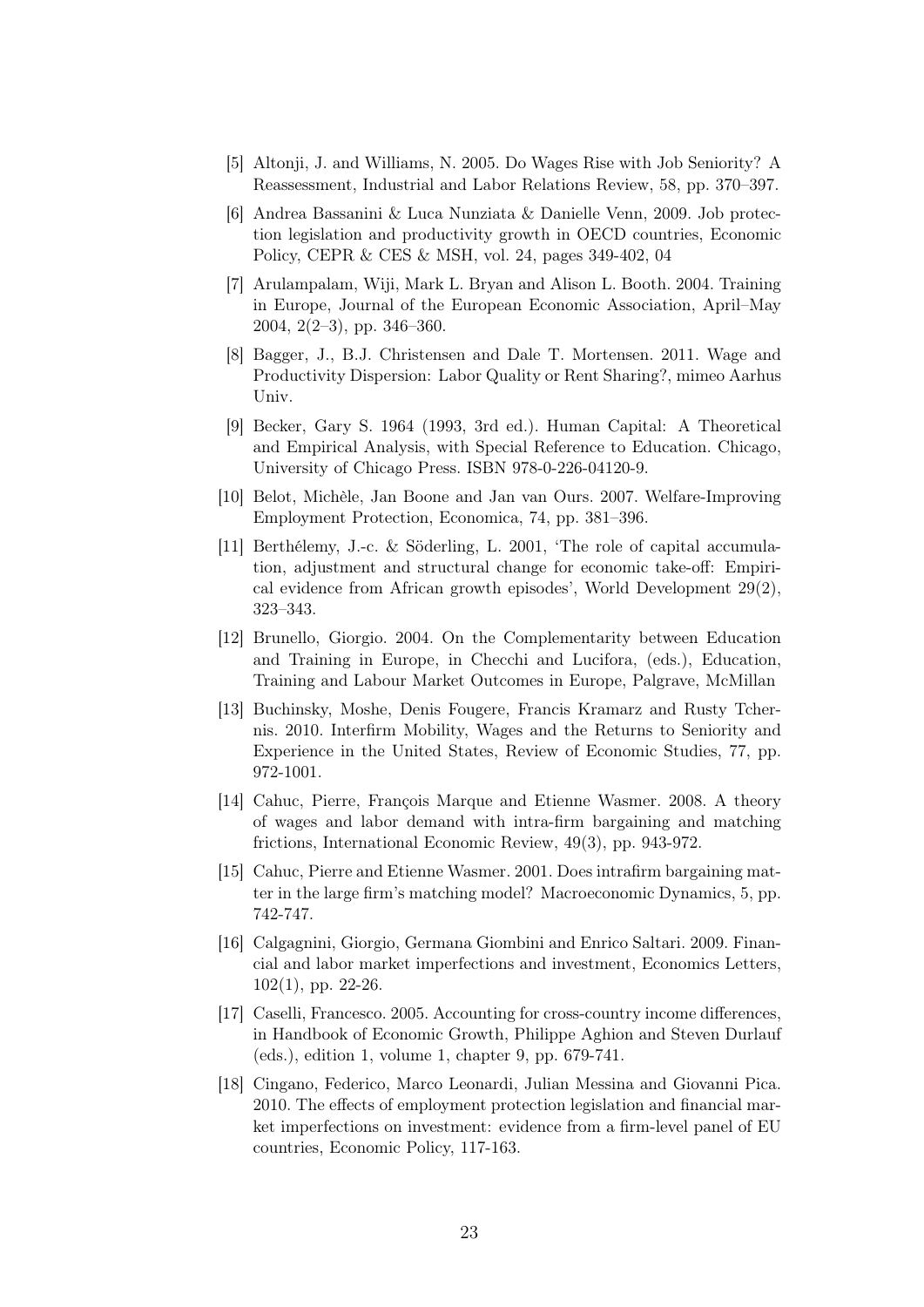[5] Altonji, J. and Williams, N. 2005. Do Wages Rise with Job Seniority? A Reassessment, Industrial and Labor Relations Review, 58, pp. 370–397.

[6] Andrea Bassanini & Luca Nunziata & Danielle Venn, 2009. Job protection legislation and productivity growth in OECD countries, Economic Policy, CEPR & CES & MSH, vol. 24, pages 349-402, 04

[7] Arulampalam, Wiji, Mark L. Bryan and Alison L. Booth. 2004. Training in Europe, Journal of the European Economic Association, April–May 2004, 2(2–3), pp. 346–360.

[8] Bagger, J., B.J. Christensen and Dale T. Mortensen. 2011. Wage and Productivity Dispersion: Labor Quality or Rent Sharing?, mimeo Aarhus Univ.

[9] Becker, Gary S. 1964 (1993, 3rd ed.). Human Capital: A Theoretical and Empirical Analysis, with Special Reference to Education. Chicago, University of Chicago Press. ISBN 978-0-226-04120-9.

[10] Belot, Michèle, Jan Boone and Jan van Ours. 2007. Welfare-Improving Employment Protection, Economica, 74, pp. 381–396.

[11] Berthélemy, J.-c. & Söderling, L. 2001, 'The role of capital accumulation, adjustment and structural change for economic take-off: Empirical evidence from African growth episodes', World Development 29(2), 323–343.

[12] Brunello, Giorgio. 2004. On the Complementarity between Education and Training in Europe, in Checchi and Lucifora, (eds.), Education, Training and Labour Market Outcomes in Europe, Palgrave, McMillan

[13] Buchinsky, Moshe, Denis Fougere, Francis Kramarz and Rusty Tchernis. 2010. Interfirm Mobility, Wages and the Returns to Seniority and Experience in the United States, Review of Economic Studies, 77, pp. 972-1001.

[14] Cahuc, Pierre, François Marque and Etienne Wasmer. 2008. A theory of wages and labor demand with intra-firm bargaining and matching frictions, International Economic Review, 49(3), pp. 943-972.

[15] Cahuc, Pierre and Etienne Wasmer. 2001. Does intrafirm bargaining matter in the large firm's matching model? Macroeconomic Dynamics, 5, pp. 742-747.

[16] Calgagnini, Giorgio, Germana Giombini and Enrico Saltari. 2009. Financial and labor market imperfections and investment, Economics Letters, 102(1), pp. 22-26.

[17] Caselli, Francesco. 2005. Accounting for cross-country income differences, in Handbook of Economic Growth, Philippe Aghion and Steven Durlauf (eds.), edition 1, volume 1, chapter 9, pp. 679-741.

[18] Cingano, Federico, Marco Leonardi, Julian Messina and Giovanni Pica. 2010. The effects of employment protection legislation and financial market imperfections on investment: evidence from a firm-level panel of EU countries, Economic Policy, 117-163.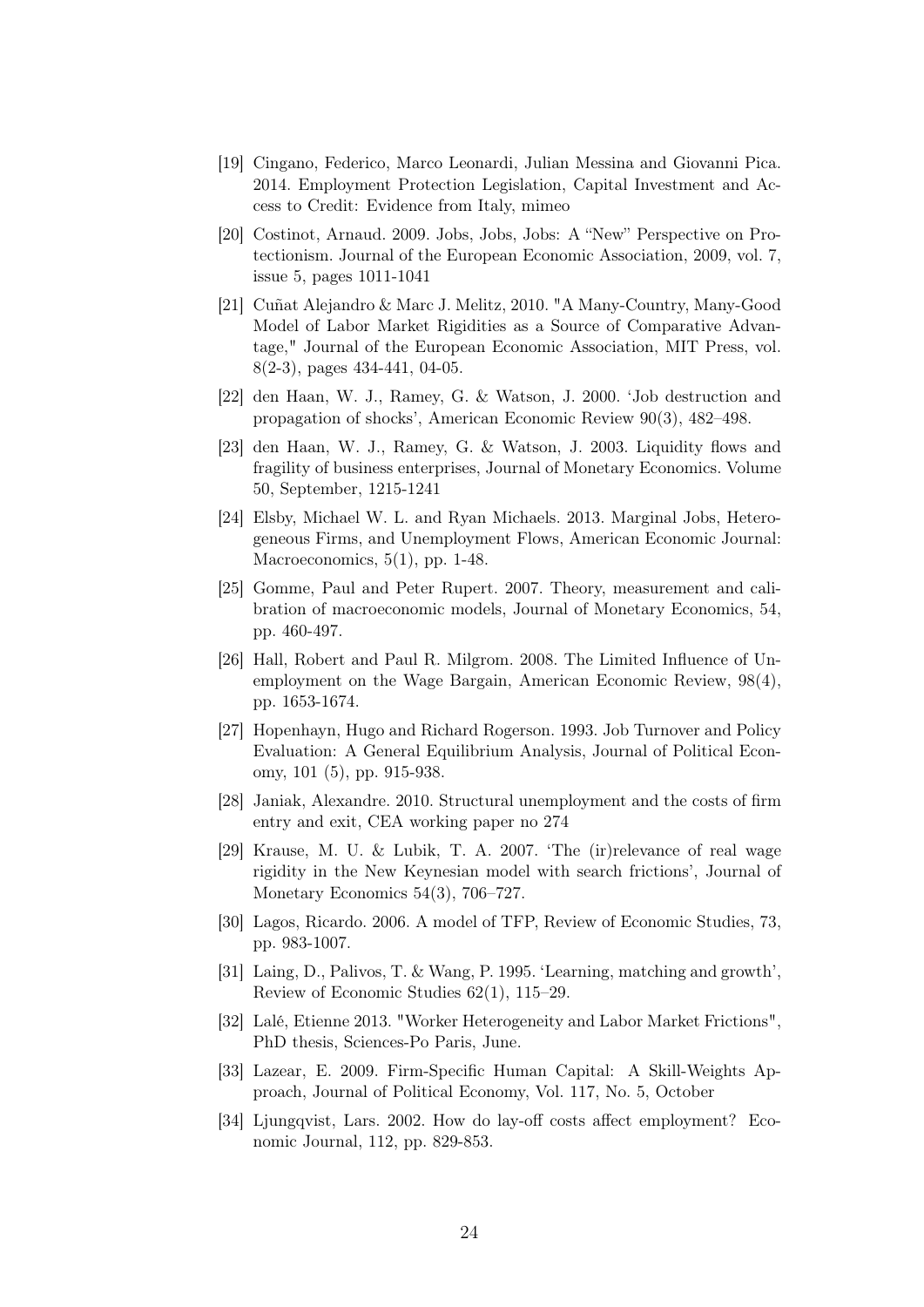[19] Cingano, Federico, Marco Leonardi, Julian Messina and Giovanni Pica. 2014. Employment Protection Legislation, Capital Investment and Access to Credit: Evidence from Italy, mimeo

[20] Costinot, Arnaud. 2009. Jobs, Jobs, Jobs: A "New" Perspective on Protectionism. Journal of the European Economic Association, 2009, vol. 7, issue 5, pages 1011-1041

[21] Cuñat Alejandro & Marc J. Melitz, 2010. "A Many-Country, Many-Good Model of Labor Market Rigidities as a Source of Comparative Advantage," Journal of the European Economic Association, MIT Press, vol. 8(2-3), pages 434-441, 04-05.

[22] den Haan, W. J., Ramey, G. & Watson, J. 2000. 'Job destruction and propagation of shocks', American Economic Review 90(3), 482–498.

[23] den Haan, W. J., Ramey, G. & Watson, J. 2003. Liquidity flows and fragility of business enterprises, Journal of Monetary Economics. Volume 50, September, 1215-1241

[24] Elsby, Michael W. L. and Ryan Michaels. 2013. Marginal Jobs, Heterogeneous Firms, and Unemployment Flows, American Economic Journal: Macroeconomics, 5(1), pp. 1-48.

[25] Gomme, Paul and Peter Rupert. 2007. Theory, measurement and calibration of macroeconomic models, Journal of Monetary Economics, 54, pp. 460-497.

[26] Hall, Robert and Paul R. Milgrom. 2008. The Limited Influence of Unemployment on the Wage Bargain, American Economic Review, 98(4), pp. 1653-1674.

[27] Hopenhayn, Hugo and Richard Rogerson. 1993. Job Turnover and Policy Evaluation: A General Equilibrium Analysis, Journal of Political Economy, 101 (5), pp. 915-938.

[28] Janiak, Alexandre. 2010. Structural unemployment and the costs of firm entry and exit, CEA working paper no 274

[29] Krause, M. U. & Lubik, T. A. 2007. 'The (ir)relevance of real wage rigidity in the New Keynesian model with search frictions', Journal of Monetary Economics 54(3), 706–727.

[30] Lagos, Ricardo. 2006. A model of TFP, Review of Economic Studies, 73, pp. 983-1007.

[31] Laing, D., Palivos, T. & Wang, P. 1995. 'Learning, matching and growth', Review of Economic Studies 62(1), 115–29.

[32] Lalé, Etienne 2013. "Worker Heterogeneity and Labor Market Frictions", PhD thesis, Sciences-Po Paris, June.

[33] Lazear, E. 2009. Firm-Specific Human Capital: A Skill-Weights Approach, Journal of Political Economy, Vol. 117, No. 5, October

[34] Ljungqvist, Lars. 2002. How do lay-off costs affect employment? Economic Journal, 112, pp. 829-853.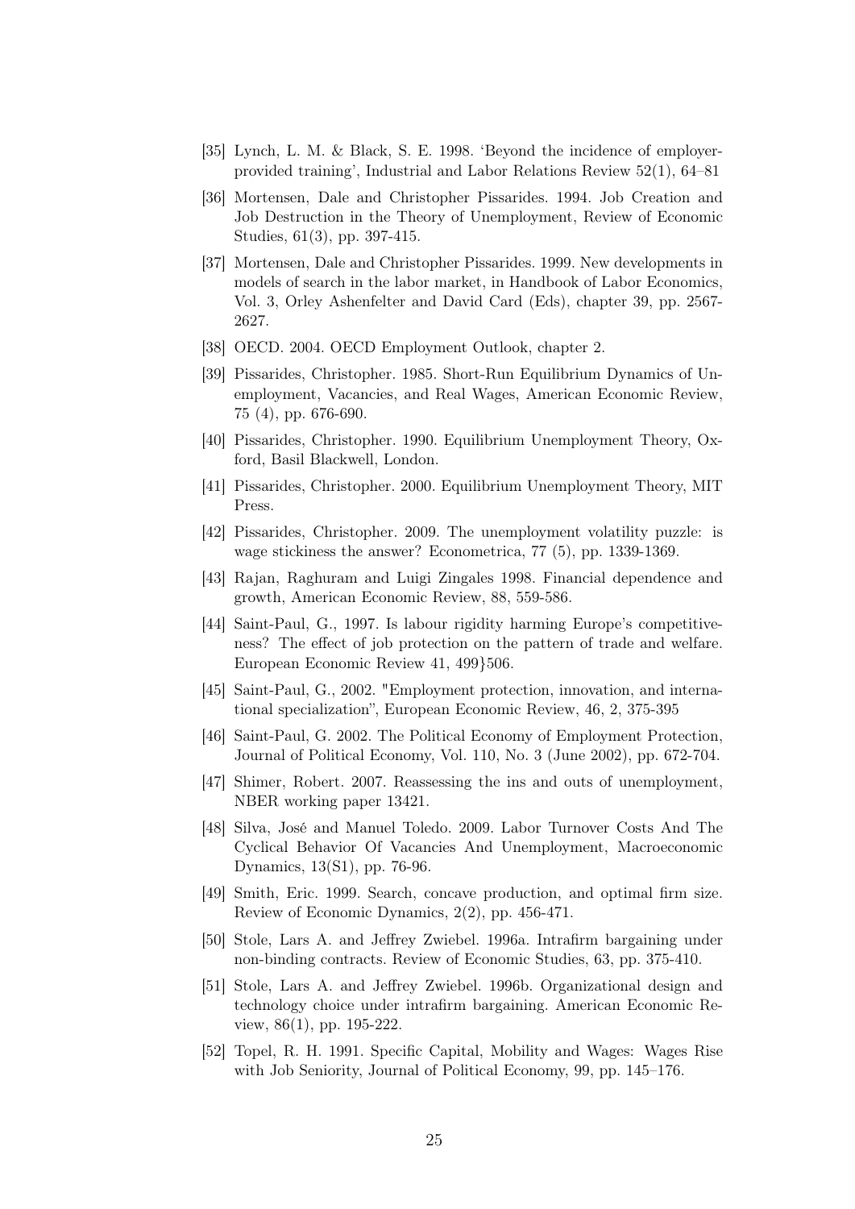[35] Lynch, L. M. & Black, S. E. 1998. 'Beyond the incidence of employer-provided training', Industrial and Labor Relations Review 52(1), 64–81

[36] Mortensen, Dale and Christopher Pissarides. 1994. Job Creation and Job Destruction in the Theory of Unemployment, Review of Economic Studies, 61(3), pp. 397-415.

[37] Mortensen, Dale and Christopher Pissarides. 1999. New developments in models of search in the labor market, in Handbook of Labor Economics, Vol. 3, Orley Ashenfelter and David Card (Eds), chapter 39, pp. 2567-2627.

[38] OECD. 2004. OECD Employment Outlook, chapter 2.

[39] Pissarides, Christopher. 1985. Short-Run Equilibrium Dynamics of Unemployment, Vacancies, and Real Wages, American Economic Review, 75 (4), pp. 676-690.

[40] Pissarides, Christopher. 1990. Equilibrium Unemployment Theory, Oxford, Basil Blackwell, London.

[41] Pissarides, Christopher. 2000. Equilibrium Unemployment Theory, MIT Press.

[42] Pissarides, Christopher. 2009. The unemployment volatility puzzle: is wage stickiness the answer? Econometrica, 77 (5), pp. 1339-1369.

[43] Rajan, Raghuram and Luigi Zingales 1998. Financial dependence and growth, American Economic Review, 88, 559-586.

[44] Saint-Paul, G., 1997. Is labour rigidity harming Europe's competitiveness? The effect of job protection on the pattern of trade and welfare. European Economic Review 41, 499}506.

[45] Saint-Paul, G., 2002. "Employment protection, innovation, and international specialization", European Economic Review, 46, 2, 375-395

[46] Saint-Paul, G. 2002. The Political Economy of Employment Protection, Journal of Political Economy, Vol. 110, No. 3 (June 2002), pp. 672-704.

[47] Shimer, Robert. 2007. Reassessing the ins and outs of unemployment, NBER working paper 13421.

[48] Silva, José and Manuel Toledo. 2009. Labor Turnover Costs And The Cyclical Behavior Of Vacancies And Unemployment, Macroeconomic Dynamics, 13(S1), pp. 76-96.

[49] Smith, Eric. 1999. Search, concave production, and optimal firm size. Review of Economic Dynamics, 2(2), pp. 456-471.

[50] Stole, Lars A. and Jeffrey Zwiebel. 1996a. Intrafirm bargaining under non-binding contracts. Review of Economic Studies, 63, pp. 375-410.

[51] Stole, Lars A. and Jeffrey Zwiebel. 1996b. Organizational design and technology choice under intrafirm bargaining. American Economic Review, 86(1), pp. 195-222.

[52] Topel, R. H. 1991. Specific Capital, Mobility and Wages: Wages Rise with Job Seniority, Journal of Political Economy, 99, pp. 145–176.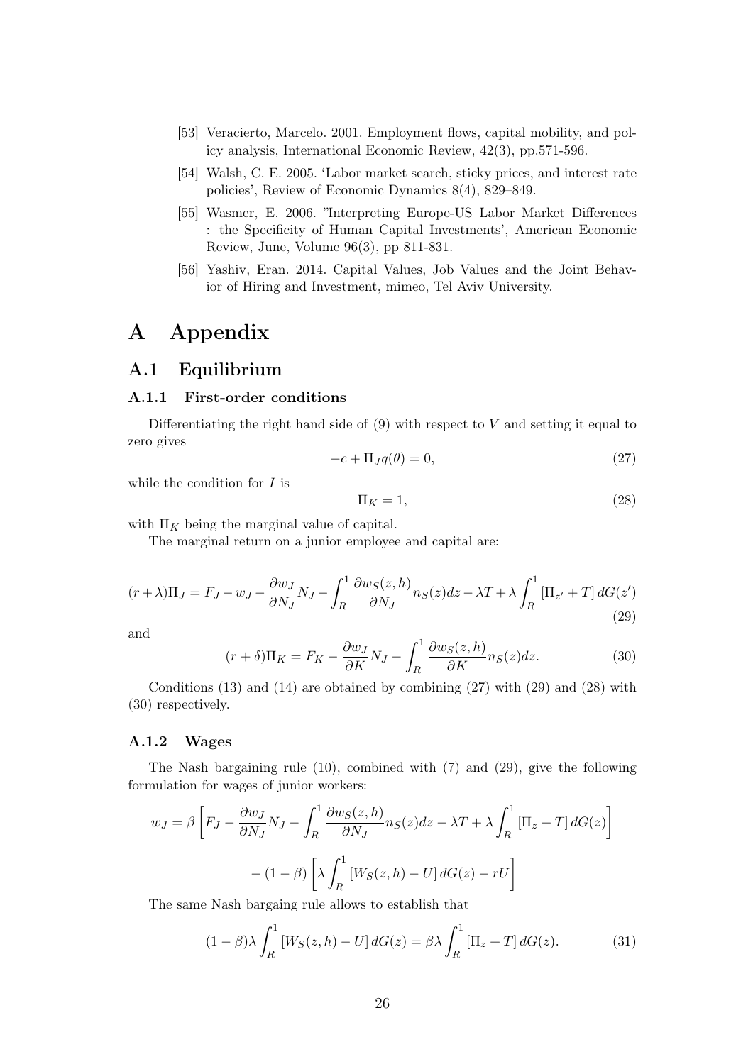[53] Veracierto, Marcelo. 2001. Employment flows, capital mobility, and policy analysis, International Economic Review, 42(3), pp.571-596.

[54] Walsh, C. E. 2005. 'Labor market search, sticky prices, and interest rate policies', Review of Economic Dynamics 8(4), 829–849.

[55] Wasmer, E. 2006. "Interpreting Europe-US Labor Market Differences : the Specificity of Human Capital Investments', American Economic Review, June, Volume 96(3), pp 811-831.

[56] Yashiv, Eran. 2014. Capital Values, Job Values and the Joint Behavior of Hiring and Investment, mimeo, Tel Aviv University.

# A Appendix

## A.1 Equilibrium

### A.1.1 First-order conditions

Differentiating the right hand side of (9) with respect to $V$ and setting it equal to zero gives

$$-c + \Pi_J q(\theta) = 0, \tag{27}$$

while the condition for $I$ is

$$\Pi_K = 1, \tag{28}$$

with $\Pi_K$ being the marginal value of capital.

The marginal return on a junior employee and capital are:

$$(r+\lambda)\Pi_J = F_J - w_J - \frac{\partial w_J}{\partial N_J}N_J - \int_R^1 \frac{\partial w_S(z,h)}{\partial N_J}n_S(z)dz - \lambda T + \lambda \int_R^1 \left[\Pi_{z'} + T\right] dG(z') \tag{29}$$

and

$$(r+\delta)\Pi_K = F_K - \frac{\partial w_J}{\partial K}N_J - \int_R^1 \frac{\partial w_S(z,h)}{\partial K}n_S(z)dz. \tag{30}$$

Conditions (13) and (14) are obtained by combining (27) with (29) and (28) with (30) respectively.

### A.1.2 Wages

The Nash bargaining rule (10), combined with (7) and (29), give the following formulation for wages of junior workers:

$$w_J = \beta \left[F_J - \frac{\partial w_J}{\partial N_J}N_J - \int_R^1 \frac{\partial w_S(z,h)}{\partial N_J}n_S(z)dz - \lambda T + \lambda \int_R^1 \left[\Pi_z + T\right] dG(z)\right]$$

$$- (1-\beta)\left[\lambda \int_R^1 \left[W_S(z,h) - U\right] dG(z) - rU\right]$$

The same Nash bargaing rule allows to establish that

$$(1-\beta)\lambda \int_R^1 \left[W_S(z,h) - U\right] dG(z) = \beta\lambda \int_R^1 \left[\Pi_z + T\right] dG(z). \tag{31}$$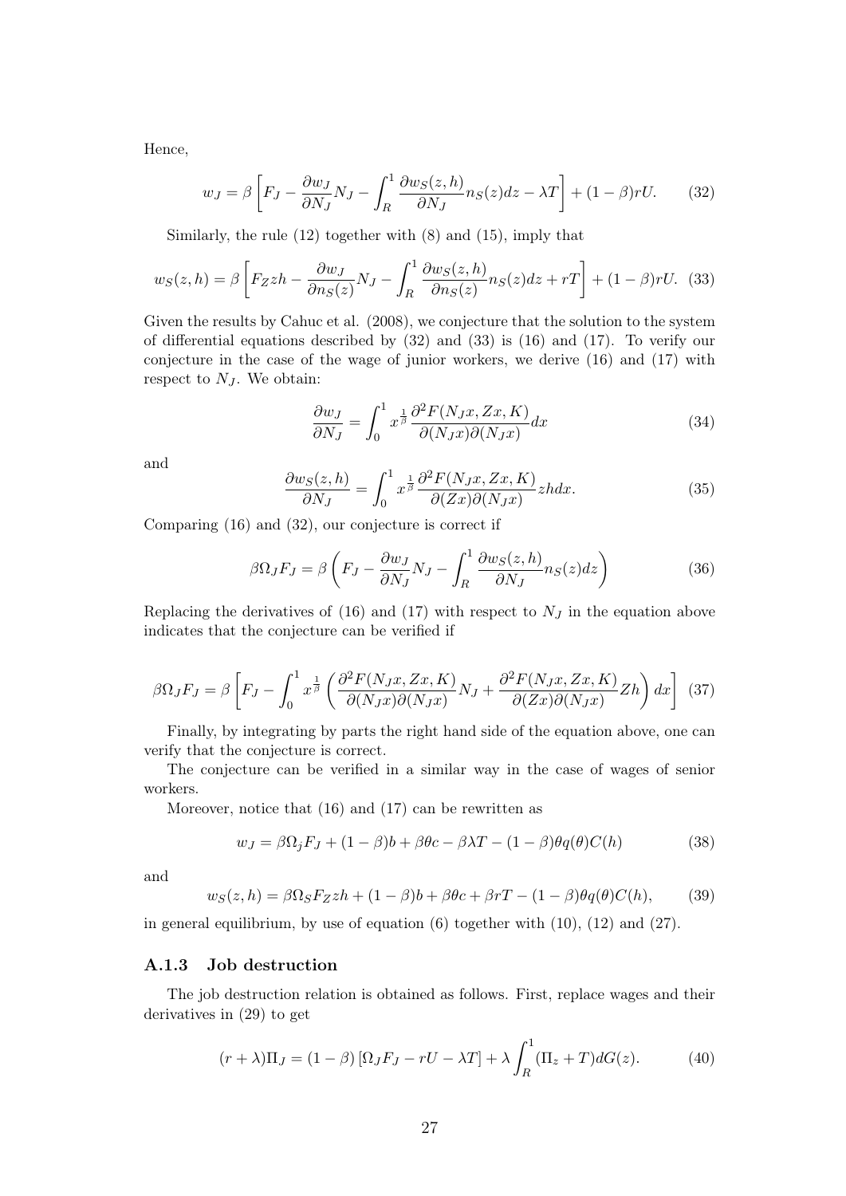Hence,

$$w_J = \beta \left[ F_J - \frac{\partial w_J}{\partial N_J} N_J - \int_R^1 \frac{\partial w_S(z,h)}{\partial N_J} n_S(z) dz - \lambda T \right] + (1-\beta) rU. \quad (32)$$

Similarly, the rule (12) together with (8) and (15), imply that

$$w_S(z,h) = \beta \left[ F_Z zh - \frac{\partial w_J}{\partial n_S(z)} N_J - \int_R^1 \frac{\partial w_S(z,h)}{\partial n_S(z)} n_S(z) dz + rT \right] + (1-\beta) rU. \quad (33)$$

Given the results by Cahuc et al. (2008), we conjecture that the solution to the system of differential equations described by (32) and (33) is (16) and (17). To verify our conjecture in the case of the wage of junior workers, we derive (16) and (17) with respect to $N_J$. We obtain:

$$\frac{\partial w_J}{\partial N_J} = \int_0^1 x^{\frac{1}{\beta}} \frac{\partial^2 F(N_J x, Zx, K)}{\partial (N_J x) \partial (N_J x)} dx \quad (34)$$

and

$$\frac{\partial w_S(z,h)}{\partial N_J} = \int_0^1 x^{\frac{1}{\beta}} \frac{\partial^2 F(N_J x, Zx, K)}{\partial (Zx) \partial (N_J x)} zh dx. \quad (35)$$

Comparing (16) and (32), our conjecture is correct if

$$\beta \Omega_J F_J = \beta \left( F_J - \frac{\partial w_J}{\partial N_J} N_J - \int_R^1 \frac{\partial w_S(z,h)}{\partial N_J} n_S(z) dz \right) \quad (36)$$

Replacing the derivatives of (16) and (17) with respect to $N_J$ in the equation above indicates that the conjecture can be verified if

$$\beta \Omega_J F_J = \beta \left[ F_J - \int_0^1 x^{\frac{1}{\beta}} \left( \frac{\partial^2 F(N_J x, Zx, K)}{\partial (N_J x) \partial (N_J x)} N_J + \frac{\partial^2 F(N_J x, Zx, K)}{\partial (Zx) \partial (N_J x)} Zh \right) dx \right] \quad (37)$$

Finally, by integrating by parts the right hand side of the equation above, one can verify that the conjecture is correct.

The conjecture can be verified in a similar way in the case of wages of senior workers.

Moreover, notice that (16) and (17) can be rewritten as

$$w_J = \beta \Omega_j F_J + (1-\beta) b + \beta \theta c - \beta \lambda T - (1-\beta) \theta q(\theta) C(h) \quad (38)$$

and

$$w_S(z,h) = \beta \Omega_S F_Z zh + (1-\beta) b + \beta \theta c + \beta rT - (1-\beta) \theta q(\theta) C(h), \quad (39)$$

in general equilibrium, by use of equation (6) together with (10), (12) and (27).

### A.1.3 Job destruction

The job destruction relation is obtained as follows. First, replace wages and their derivatives in (29) to get

$$(r+\lambda) \Pi_J = (1-\beta) \left[ \Omega_J F_J - rU - \lambda T \right] + \lambda \int_R^1 (\Pi_z + T) dG(z). \quad (40)$$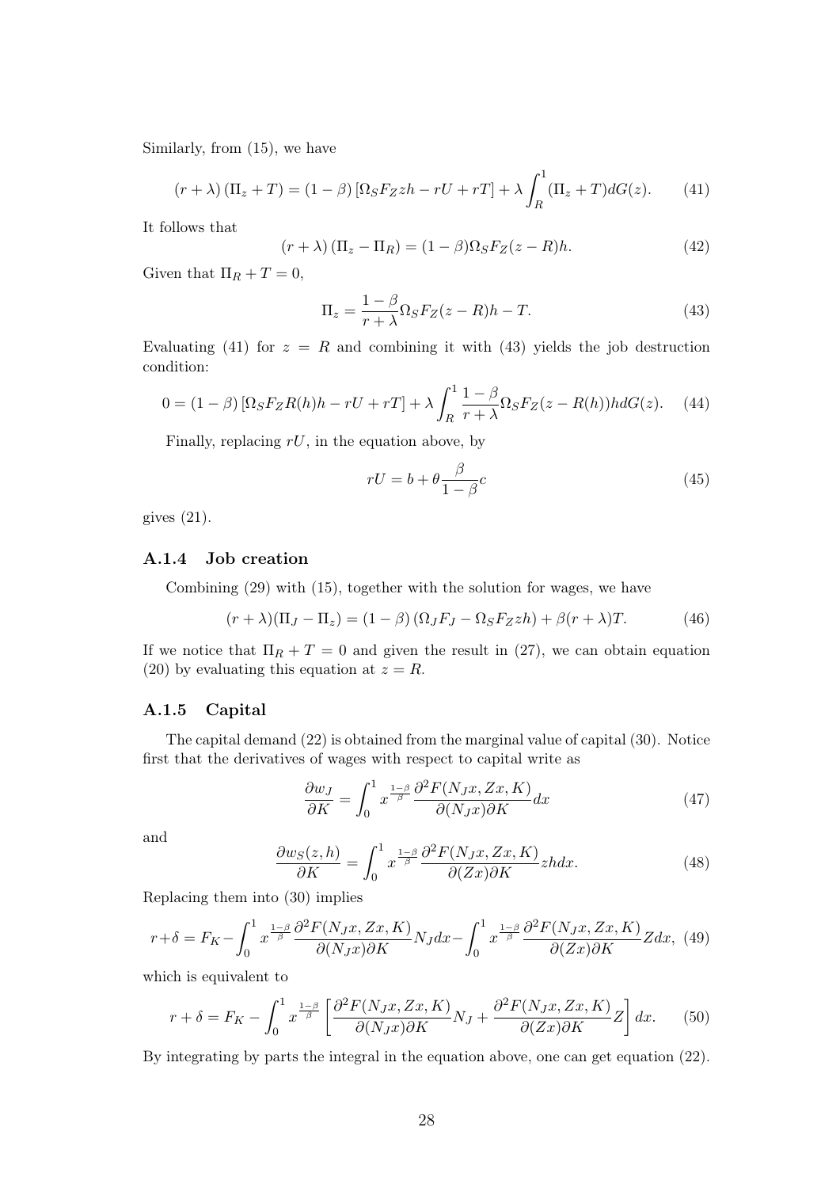Similarly, from (15), we have

$$(r+\lambda)\left(\Pi_z + T\right) = (1-\beta)\left[\Omega_S F_Z z h - rU + rT\right] + \lambda \int_R^1 (\Pi_z + T) dG(z). \tag{41}$$

It follows that

$$(r+\lambda)\left(\Pi_z - \Pi_R\right) = (1-\beta)\Omega_S F_Z (z-R)h. \tag{42}$$

Given that $\Pi_R + T = 0$,

$$\Pi_z = \frac{1-\beta}{r+\lambda}\Omega_S F_Z (z-R)h - T. \tag{43}$$

Evaluating (41) for $z = R$ and combining it with (43) yields the job destruction condition:

$$0 = (1-\beta)\left[\Omega_S F_Z R(h) h - rU + rT\right] + \lambda \int_R^1 \frac{1-\beta}{r+\lambda}\Omega_S F_Z (z - R(h)) h dG(z). \tag{44}$$

Finally, replacing $rU$, in the equation above, by

$$rU = b + \theta \frac{\beta}{1-\beta} c \tag{45}$$

gives (21).

### A.1.4 Job creation

Combining (29) with (15), together with the solution for wages, we have

$$(r+\lambda)(\Pi_J - \Pi_z) = (1-\beta)\left(\Omega_J F_J - \Omega_S F_Z z h\right) + \beta(r+\lambda)T. \tag{46}$$

If we notice that $\Pi_R + T = 0$ and given the result in (27), we can obtain equation (20) by evaluating this equation at $z = R$.

### A.1.5 Capital

The capital demand (22) is obtained from the marginal value of capital (30). Notice first that the derivatives of wages with respect to capital write as

$$\frac{\partial w_J}{\partial K} = \int_0^1 x^{\frac{1-\beta}{\beta}} \frac{\partial^2 F(N_J x, Zx, K)}{\partial (N_J x) \partial K} dx \tag{47}$$

and

$$\frac{\partial w_S(z,h)}{\partial K} = \int_0^1 x^{\frac{1-\beta}{\beta}} \frac{\partial^2 F(N_J x, Zx, K)}{\partial (Zx) \partial K} z h dx. \tag{48}$$

Replacing them into (30) implies

$$r + \delta = F_K - \int_0^1 x^{\frac{1-\beta}{\beta}} \frac{\partial^2 F(N_J x, Zx, K)}{\partial (N_J x) \partial K} N_J dx - \int_0^1 x^{\frac{1-\beta}{\beta}} \frac{\partial^2 F(N_J x, Zx, K)}{\partial (Zx) \partial K} Z dx, \tag{49}$$

which is equivalent to

$$r + \delta = F_K - \int_0^1 x^{\frac{1-\beta}{\beta}} \left[\frac{\partial^2 F(N_J x, Zx, K)}{\partial (N_J x) \partial K} N_J + \frac{\partial^2 F(N_J x, Zx, K)}{\partial (Zx) \partial K} Z\right] dx. \tag{50}$$

By integrating by parts the integral in the equation above, one can get equation (22).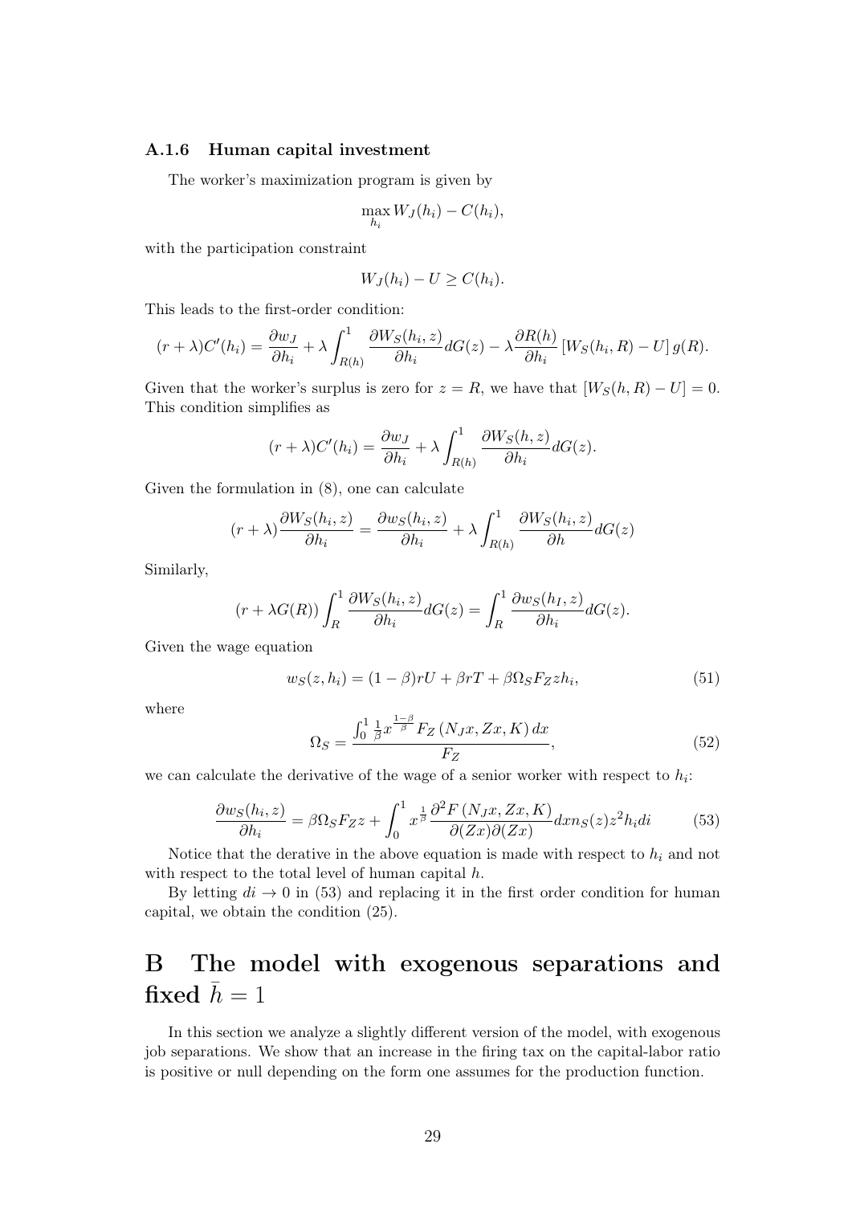### A.1.6 Human capital investment

The worker's maximization program is given by

$$\max_{h_i} W_J(h_i) - C(h_i),$$

with the participation constraint

$$W_J(h_i) - U \geq C(h_i).$$

This leads to the first-order condition:

$$(r+\lambda)C'(h_i) = \frac{\partial w_J}{\partial h_i} + \lambda \int_{R(h)}^{1} \frac{\partial W_S(h_i, z)}{\partial h_i} dG(z) - \lambda \frac{\partial R(h)}{\partial h_i} \left[W_S(h_i, R) - U\right] g(R).$$

Given that the worker's surplus is zero for $z = R$, we have that $[W_S(h, R) - U] = 0$. This condition simplifies as

$$(r+\lambda)C'(h_i) = \frac{\partial w_J}{\partial h_i} + \lambda \int_{R(h)}^{1} \frac{\partial W_S(h, z)}{\partial h_i} dG(z).$$

Given the formulation in (8), one can calculate

$$(r+\lambda)\frac{\partial W_S(h_i, z)}{\partial h_i} = \frac{\partial w_S(h_i, z)}{\partial h_i} + \lambda \int_{R(h)}^{1} \frac{\partial W_S(h_i, z)}{\partial h} dG(z)$$

Similarly,

$$(r + \lambda G(R)) \int_{R}^{1} \frac{\partial W_S(h_i, z)}{\partial h_i} dG(z) = \int_{R}^{1} \frac{\partial w_S(h_I, z)}{\partial h_i} dG(z).$$

Given the wage equation

$$w_S(z, h_i) = (1-\beta)rU + \beta rT + \beta \Omega_S F_Z z h_i, \tag{51}$$

where

$$\Omega_S = \frac{\int_0^1 \frac{1}{\beta} x^{\frac{1-\beta}{\beta}} F_Z\left(N_J x, Zx, K\right) dx}{F_Z}, \tag{52}$$

we can calculate the derivative of the wage of a senior worker with respect to $h_i$:

$$\frac{\partial w_S(h_i, z)}{\partial h_i} = \beta \Omega_S F_Z z + \int_0^1 x^{\frac{1}{\beta}} \frac{\partial^2 F\left(N_J x, Zx, K\right)}{\partial (Zx) \partial (Zx)} dx n_S(z) z^2 h_i di \tag{53}$$

Notice that the derative in the above equation is made with respect to $h_i$ and not with respect to the total level of human capital $h$.

By letting $di \to 0$ in (53) and replacing it in the first order condition for human capital, we obtain the condition (25).

# B The model with exogenous separations and fixed $\bar{h} = 1$

In this section we analyze a slightly different version of the model, with exogenous job separations. We show that an increase in the firing tax on the capital-labor ratio is positive or null depending on the form one assumes for the production function.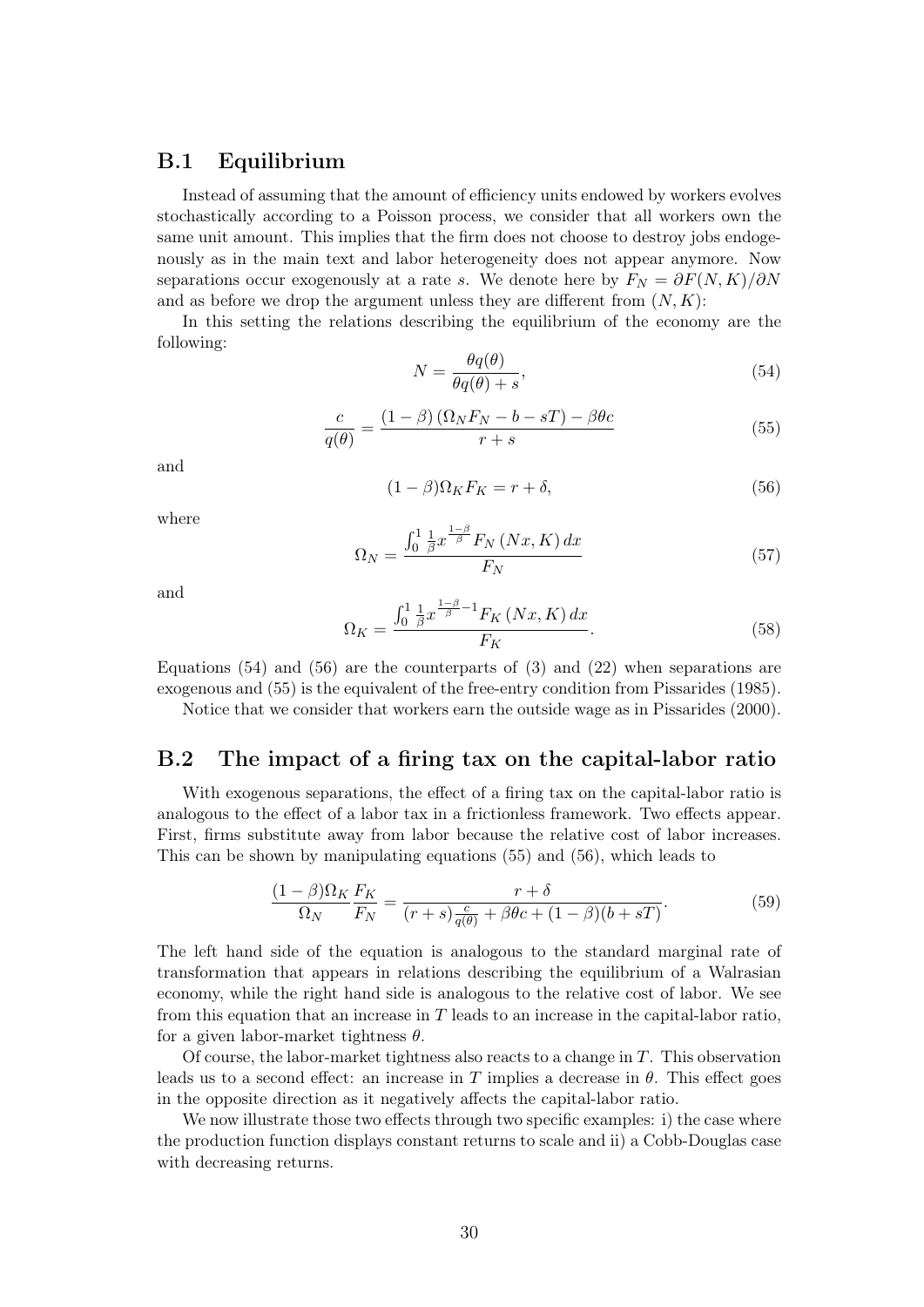## B.1 Equilibrium

Instead of assuming that the amount of efficiency units endowed by workers evolves stochastically according to a Poisson process, we consider that all workers own the same unit amount. This implies that the firm does not choose to destroy jobs endogenously as in the main text and labor heterogeneity does not appear anymore. Now separations occur exogenously at a rate $s$. We denote here by $F_N = \partial F(N, K)/\partial N$ and as before we drop the argument unless they are different from $(N, K)$:

In this setting the relations describing the equilibrium of the economy are the following:

$$N = \frac{\theta q(\theta)}{\theta q(\theta) + s}, \tag{54}$$

$$\frac{c}{q(\theta)} = \frac{(1-\beta)\left(\Omega_N F_N - b - sT\right) - \beta \theta c}{r + s} \tag{55}$$

and

$$(1-\beta)\Omega_K F_K = r + \delta, \tag{56}$$

where

$$\Omega_N = \frac{\int_0^1 \frac{1}{\beta} x^{\frac{1-\beta}{\beta}} F_N\left(Nx, K\right) dx}{F_N} \tag{57}$$

and

$$\Omega_K = \frac{\int_0^1 \frac{1}{\beta} x^{\frac{1-\beta}{\beta}-1} F_K\left(Nx, K\right) dx}{F_K}. \tag{58}$$

Equations (54) and (56) are the counterparts of (3) and (22) when separations are exogenous and (55) is the equivalent of the free-entry condition from Pissarides (1985).

Notice that we consider that workers earn the outside wage as in Pissarides (2000).

## B.2 The impact of a firing tax on the capital-labor ratio

With exogenous separations, the effect of a firing tax on the capital-labor ratio is analogous to the effect of a labor tax in a frictionless framework. Two effects appear. First, firms substitute away from labor because the relative cost of labor increases. This can be shown by manipulating equations (55) and (56), which leads to

$$\frac{(1-\beta)\Omega_K}{\Omega_N} \frac{F_K}{F_N} = \frac{r + \delta}{(r+s)\frac{c}{q(\theta)} + \beta \theta c + (1-\beta)(b + sT)}. \tag{59}$$

The left hand side of the equation is analogous to the standard marginal rate of transformation that appears in relations describing the equilibrium of a Walrasian economy, while the right hand side is analogous to the relative cost of labor. We see from this equation that an increase in $T$ leads to an increase in the capital-labor ratio, for a given labor-market tightness $\theta$.

Of course, the labor-market tightness also reacts to a change in $T$. This observation leads us to a second effect: an increase in $T$ implies a decrease in $\theta$. This effect goes in the opposite direction as it negatively affects the capital-labor ratio.

We now illustrate those two effects through two specific examples: i) the case where the production function displays constant returns to scale and ii) a Cobb-Douglas case with decreasing returns.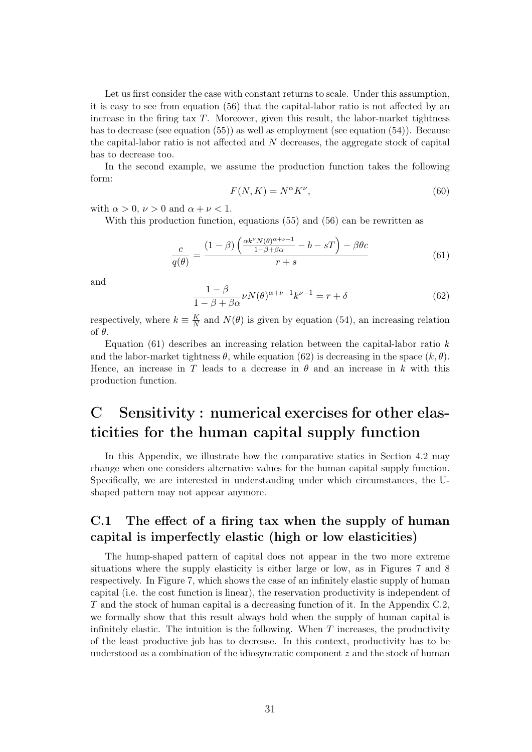Let us first consider the case with constant returns to scale. Under this assumption, it is easy to see from equation (56) that the capital-labor ratio is not affected by an increase in the firing tax $T$. Moreover, given this result, the labor-market tightness has to decrease (see equation (55)) as well as employment (see equation (54)). Because the capital-labor ratio is not affected and $N$ decreases, the aggregate stock of capital has to decrease too.

In the second example, we assume the production function takes the following form:

$$F(N,K) = N^{\alpha} K^{\nu}, \tag{60}$$

with $\alpha > 0$, $\nu > 0$ and $\alpha + \nu < 1$.

With this production function, equations (55) and (56) can be rewritten as

$$\frac{c}{q(\theta)} = \frac{(1-\beta)\left(\frac{\alpha k^{\nu} N(\theta)^{\alpha+\nu-1}}{1-\beta+\beta\alpha} - b - sT\right) - \beta\theta c}{r+s} \tag{61}$$

and

$$\frac{1-\beta}{1-\beta+\beta\alpha}\nu N(\theta)^{\alpha+\nu-1} k^{\nu-1} = r + \delta \tag{62}$$

respectively, where $k \equiv \frac{K}{N}$ and $N(\theta)$ is given by equation (54), an increasing relation of $\theta$.

Equation (61) describes an increasing relation between the capital-labor ratio $k$ and the labor-market tightness $\theta$, while equation (62) is decreasing in the space $(k, \theta)$. Hence, an increase in $T$ leads to a decrease in $\theta$ and an increase in $k$ with this production function.

# C Sensitivity : numerical exercises for other elasticities for the human capital supply function

In this Appendix, we illustrate how the comparative statics in Section 4.2 may change when one considers alternative values for the human capital supply function. Specifically, we are interested in understanding under which circumstances, the U-shaped pattern may not appear anymore.

## C.1 The effect of a firing tax when the supply of human capital is imperfectly elastic (high or low elasticities)

The hump-shaped pattern of capital does not appear in the two more extreme situations where the supply elasticity is either large or low, as in Figures 7 and 8 respectively. In Figure 7, which shows the case of an infinitely elastic supply of human capital (i.e. the cost function is linear), the reservation productivity is independent of $T$ and the stock of human capital is a decreasing function of it. In the Appendix C.2, we formally show that this result always hold when the supply of human capital is infinitely elastic. The intuition is the following. When $T$ increases, the productivity of the least productive job has to decrease. In this context, productivity has to be understood as a combination of the idiosyncratic component $z$ and the stock of human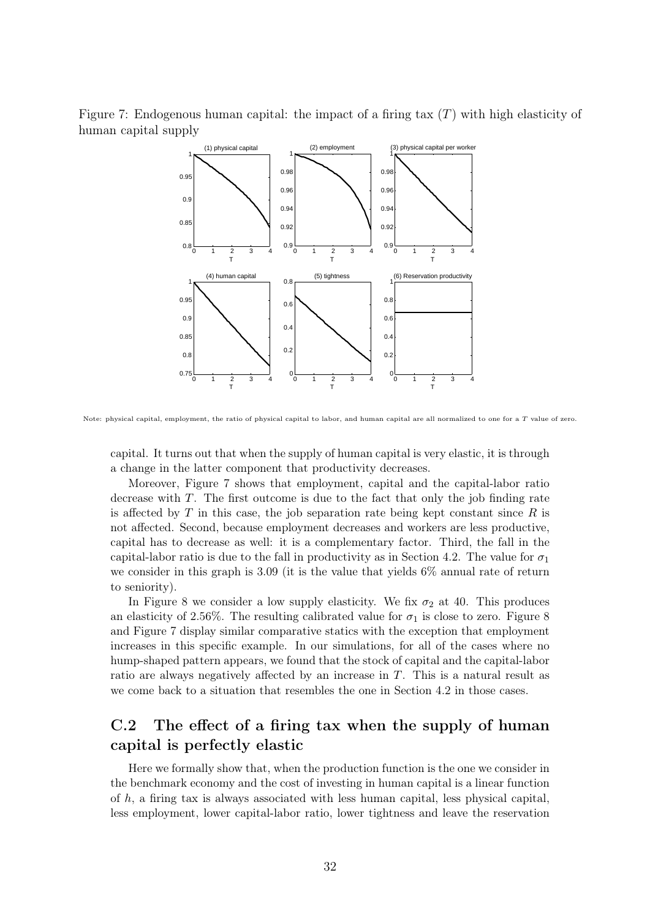Figure 7: Endogenous human capital: the impact of a firing tax ($T$) with high elasticity of human capital supply

Note: physical capital, employment, the ratio of physical capital to labor, and human capital are all normalized to one for a $T$ value of zero.

capital. It turns out that when the supply of human capital is very elastic, it is through a change in the latter component that productivity decreases.

Moreover, Figure 7 shows that employment, capital and the capital-labor ratio decrease with $T$. The first outcome is due to the fact that only the job finding rate is affected by $T$ in this case, the job separation rate being kept constant since $R$ is not affected. Second, because employment decreases and workers are less productive, capital has to decrease as well: it is a complementary factor. Third, the fall in the capital-labor ratio is due to the fall in productivity as in Section 4.2. The value for $\sigma_1$ we consider in this graph is 3.09 (it is the value that yields 6% annual rate of return to seniority).

In Figure 8 we consider a low supply elasticity. We fix $\sigma_2$ at 40. This produces an elasticity of 2.56%. The resulting calibrated value for $\sigma_1$ is close to zero. Figure 8 and Figure 7 display similar comparative statics with the exception that employment increases in this specific example. In our simulations, for all of the cases where no hump-shaped pattern appears, we found that the stock of capital and the capital-labor ratio are always negatively affected by an increase in $T$. This is a natural result as we come back to a situation that resembles the one in Section 4.2 in those cases.

## C.2 The effect of a firing tax when the supply of human capital is perfectly elastic

Here we formally show that, when the production function is the one we consider in the benchmark economy and the cost of investing in human capital is a linear function of $h$, a firing tax is always associated with less human capital, less physical capital, less employment, lower capital-labor ratio, lower tightness and leave the reservation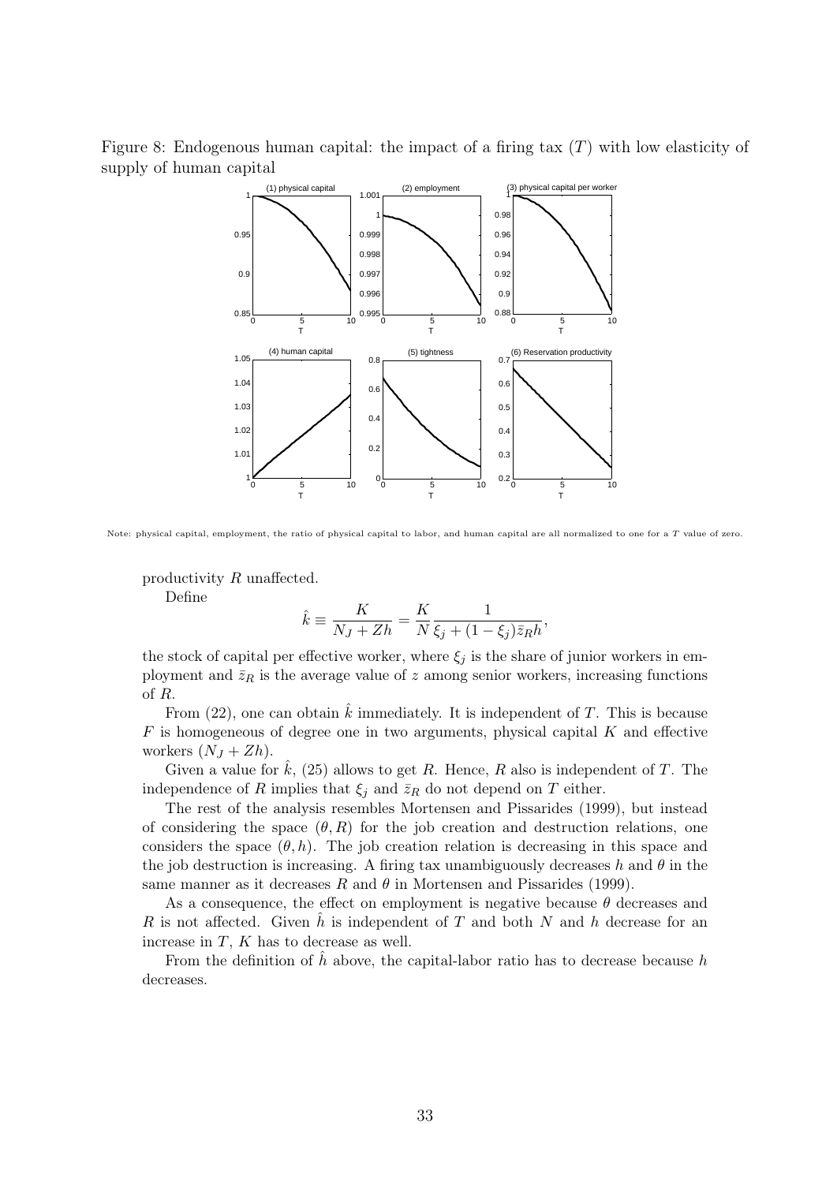Figure 8: Endogenous human capital: the impact of a firing tax ($T$) with low elasticity of supply of human capital

Note: physical capital, employment, the ratio of physical capital to labor, and human capital are all normalized to one for a $T$ value of zero.

productivity $R$ unaffected.

Define

$$\hat{k} \equiv \frac{K}{N_J + Zh} = \frac{K}{N} \frac{1}{\xi_j + (1 - \xi_j)\bar{z}_R h},$$

the stock of capital per effective worker, where $\xi_j$ is the share of junior workers in employment and $\bar{z}_R$ is the average value of $z$ among senior workers, increasing functions of $R$.

From (22), one can obtain $\hat{k}$ immediately. It is independent of $T$. This is because $F$ is homogeneous of degree one in two arguments, physical capital $K$ and effective workers $(N_J + Zh)$.

Given a value for $\hat{k}$, (25) allows to get $R$. Hence, $R$ also is independent of $T$. The independence of $R$ implies that $\xi_j$ and $\bar{z}_R$ do not depend on $T$ either.

The rest of the analysis resembles Mortensen and Pissarides (1999), but instead of considering the space $(\theta, R)$ for the job creation and destruction relations, one considers the space $(\theta, h)$. The job creation relation is decreasing in this space and the job destruction is increasing. A firing tax unambiguously decreases $h$ and $\theta$ in the same manner as it decreases $R$ and $\theta$ in Mortensen and Pissarides (1999).

As a consequence, the effect on employment is negative because $\theta$ decreases and $R$ is not affected. Given $\hat{h}$ is independent of $T$ and both $N$ and $h$ decrease for an increase in $T$, $K$ has to decrease as well.

From the definition of $\hat{h}$ above, the capital-labor ratio has to decrease because $h$ decreases.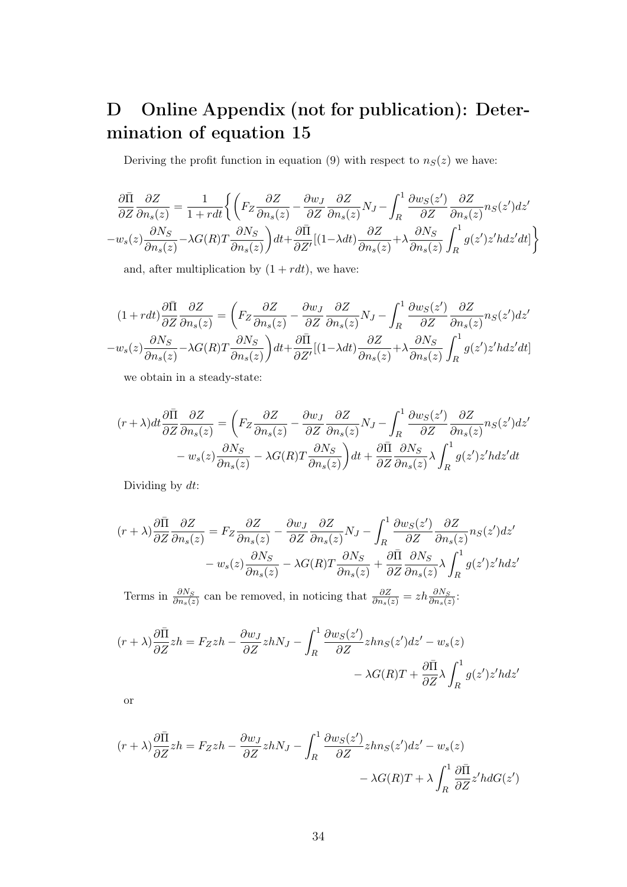# D Online Appendix (not for publication): Determination of equation 15

Deriving the profit function in equation (9) with respect to $n_S(z)$ we have:

$$\frac{\partial \bar{\Pi}}{\partial Z}\frac{\partial Z}{\partial n_s(z)} = \frac{1}{1+rdt}\Bigg\{\Bigg(F_Z\frac{\partial Z}{\partial n_s(z)} - \frac{\partial w_J}{\partial Z}\frac{\partial Z}{\partial n_s(z)}N_J - \int_R^1 \frac{\partial w_S(z')}{\partial Z}\frac{\partial Z}{\partial n_s(z)}n_S(z')dz'$$
$$-w_s(z)\frac{\partial N_S}{\partial n_s(z)} - \lambda G(R)T\frac{\partial N_S}{\partial n_s(z)}\Bigg)dt + \frac{\partial \bar{\Pi}}{\partial Z'}[(1-\lambda dt)\frac{\partial Z}{\partial n_s(z)} + \lambda\frac{\partial N_S}{\partial n_s(z)}\int_R^1 g(z')z'hdz'dt]\Bigg\}$$

and, after multiplication by $(1+rdt)$, we have:

$$(1+rdt)\frac{\partial \bar{\Pi}}{\partial Z}\frac{\partial Z}{\partial n_s(z)} = \Bigg(F_Z\frac{\partial Z}{\partial n_s(z)} - \frac{\partial w_J}{\partial Z}\frac{\partial Z}{\partial n_s(z)}N_J - \int_R^1 \frac{\partial w_S(z')}{\partial Z}\frac{\partial Z}{\partial n_s(z)}n_S(z')dz'$$
$$-w_s(z)\frac{\partial N_S}{\partial n_s(z)} - \lambda G(R)T\frac{\partial N_S}{\partial n_s(z)}\Bigg)dt + \frac{\partial \bar{\Pi}}{\partial Z'}[(1-\lambda dt)\frac{\partial Z}{\partial n_s(z)} + \lambda\frac{\partial N_S}{\partial n_s(z)}\int_R^1 g(z')z'hdz'dt]$$

we obtain in a steady-state:

$$(r+\lambda)dt\frac{\partial \bar{\Pi}}{\partial Z}\frac{\partial Z}{\partial n_s(z)} = \Bigg(F_Z\frac{\partial Z}{\partial n_s(z)} - \frac{\partial w_J}{\partial Z}\frac{\partial Z}{\partial n_s(z)}N_J - \int_R^1 \frac{\partial w_S(z')}{\partial Z}\frac{\partial Z}{\partial n_s(z)}n_S(z')dz'$$
$$- w_s(z)\frac{\partial N_S}{\partial n_s(z)} - \lambda G(R)T\frac{\partial N_S}{\partial n_s(z)}\Bigg)dt + \frac{\partial \bar{\Pi}}{\partial Z}\frac{\partial N_S}{\partial n_s(z)}\lambda\int_R^1 g(z')z'hdz'dt$$

Dividing by $dt$:

$$(r+\lambda)\frac{\partial \bar{\Pi}}{\partial Z}\frac{\partial Z}{\partial n_s(z)} = F_Z\frac{\partial Z}{\partial n_s(z)} - \frac{\partial w_J}{\partial Z}\frac{\partial Z}{\partial n_s(z)}N_J - \int_R^1 \frac{\partial w_S(z')}{\partial Z}\frac{\partial Z}{\partial n_s(z)}n_S(z')dz'$$
$$- w_s(z)\frac{\partial N_S}{\partial n_s(z)} - \lambda G(R)T\frac{\partial N_S}{\partial n_s(z)} + \frac{\partial \bar{\Pi}}{\partial Z}\frac{\partial N_S}{\partial n_s(z)}\lambda\int_R^1 g(z')z'hdz'$$

Terms in $\frac{\partial N_S}{\partial n_s(z)}$ can be removed, in noticing that $\frac{\partial Z}{\partial n_s(z)} = zh\frac{\partial N_S}{\partial n_s(z)}$:

$$(r+\lambda)\frac{\partial \bar{\Pi}}{\partial Z}zh = F_Z zh - \frac{\partial w_J}{\partial Z}zhN_J - \int_R^1 \frac{\partial w_S(z')}{\partial Z}zhn_S(z')dz' - w_s(z)$$
$$- \lambda G(R)T + \frac{\partial \bar{\Pi}}{\partial Z}\lambda\int_R^1 g(z')z'hdz'$$

or

$$(r+\lambda)\frac{\partial \bar{\Pi}}{\partial Z}zh = F_Z zh - \frac{\partial w_J}{\partial Z}zhN_J - \int_R^1 \frac{\partial w_S(z')}{\partial Z}zhn_S(z')dz' - w_s(z)$$
$$- \lambda G(R)T + \lambda\int_R^1 \frac{\partial \bar{\Pi}}{\partial Z}z'hdG(z')$$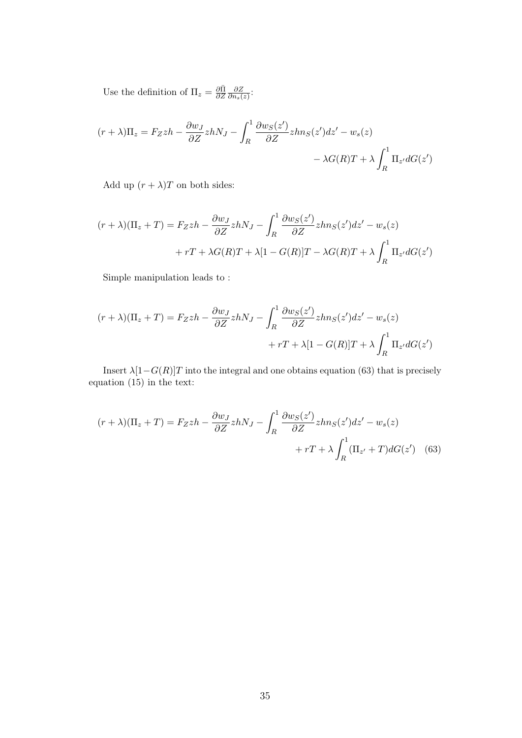Use the definition of $\Pi_z = \frac{\partial \bar{\Pi}}{\partial Z} \frac{\partial Z}{\partial n_s(z)}$:

$$(r+\lambda)\Pi_z = F_Z zh - \frac{\partial w_J}{\partial Z} zhN_J - \int_R^1 \frac{\partial w_S(z')}{\partial Z} zhn_S(z')dz' - w_s(z) - \lambda G(R)T + \lambda \int_R^1 \Pi_{z'} dG(z')$$

Add up $(r+\lambda)T$ on both sides:

$$(r+\lambda)(\Pi_z + T) = F_Z zh - \frac{\partial w_J}{\partial Z} zhN_J - \int_R^1 \frac{\partial w_S(z')}{\partial Z} zhn_S(z')dz' - w_s(z) + rT + \lambda G(R)T + \lambda[1 - G(R)]T - \lambda G(R)T + \lambda \int_R^1 \Pi_{z'} dG(z')$$

Simple manipulation leads to :

$$(r+\lambda)(\Pi_z + T) = F_Z zh - \frac{\partial w_J}{\partial Z} zhN_J - \int_R^1 \frac{\partial w_S(z')}{\partial Z} zhn_S(z')dz' - w_s(z) + rT + \lambda[1 - G(R)]T + \lambda \int_R^1 \Pi_{z'} dG(z')$$

Insert $\lambda[1-G(R)]T$ into the integral and one obtains equation (63) that is precisely equation (15) in the text:

$$(r+\lambda)(\Pi_z + T) = F_Z zh - \frac{\partial w_J}{\partial Z} zhN_J - \int_R^1 \frac{\partial w_S(z')}{\partial Z} zhn_S(z')dz' - w_s(z) + rT + \lambda \int_R^1 (\Pi_{z'} + T) dG(z') \quad (63)$$